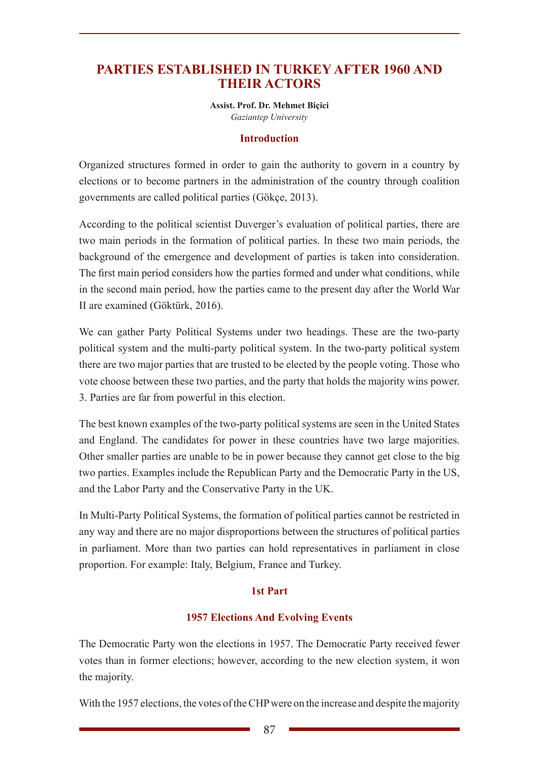# PARTIES ESTABLISHED IN TURKEY AFTER 1960 AND THEIR ACTORS

**Assist. Prof. Dr. Mehmet Biçici**
*Gaziantep University*

## Introduction

Organized structures formed in order to gain the authority to govern in a country by elections or to become partners in the administration of the country through coalition governments are called political parties (Gökçe, 2013).

According to the political scientist Duverger's evaluation of political parties, there are two main periods in the formation of political parties. In these two main periods, the background of the emergence and development of parties is taken into consideration. The first main period considers how the parties formed and under what conditions, while in the second main period, how the parties came to the present day after the World War II are examined (Göktürk, 2016).

We can gather Party Political Systems under two headings. These are the two-party political system and the multi-party political system. In the two-party political system there are two major parties that are trusted to be elected by the people voting. Those who vote choose between these two parties, and the party that holds the majority wins power. 3. Parties are far from powerful in this election.

The best known examples of the two-party political systems are seen in the United States and England. The candidates for power in these countries have two large majorities. Other smaller parties are unable to be in power because they cannot get close to the big two parties. Examples include the Republican Party and the Democratic Party in the US, and the Labor Party and the Conservative Party in the UK.

In Multi-Party Political Systems, the formation of political parties cannot be restricted in any way and there are no major disproportions between the structures of political parties in parliament. More than two parties can hold representatives in parliament in close proportion. For example: Italy, Belgium, France and Turkey.

## 1st Part

### 1957 Elections And Evolving Events

The Democratic Party won the elections in 1957. The Democratic Party received fewer votes than in former elections; however, according to the new election system, it won the majority.

With the 1957 elections, the votes of the CHP were on the increase and despite the majority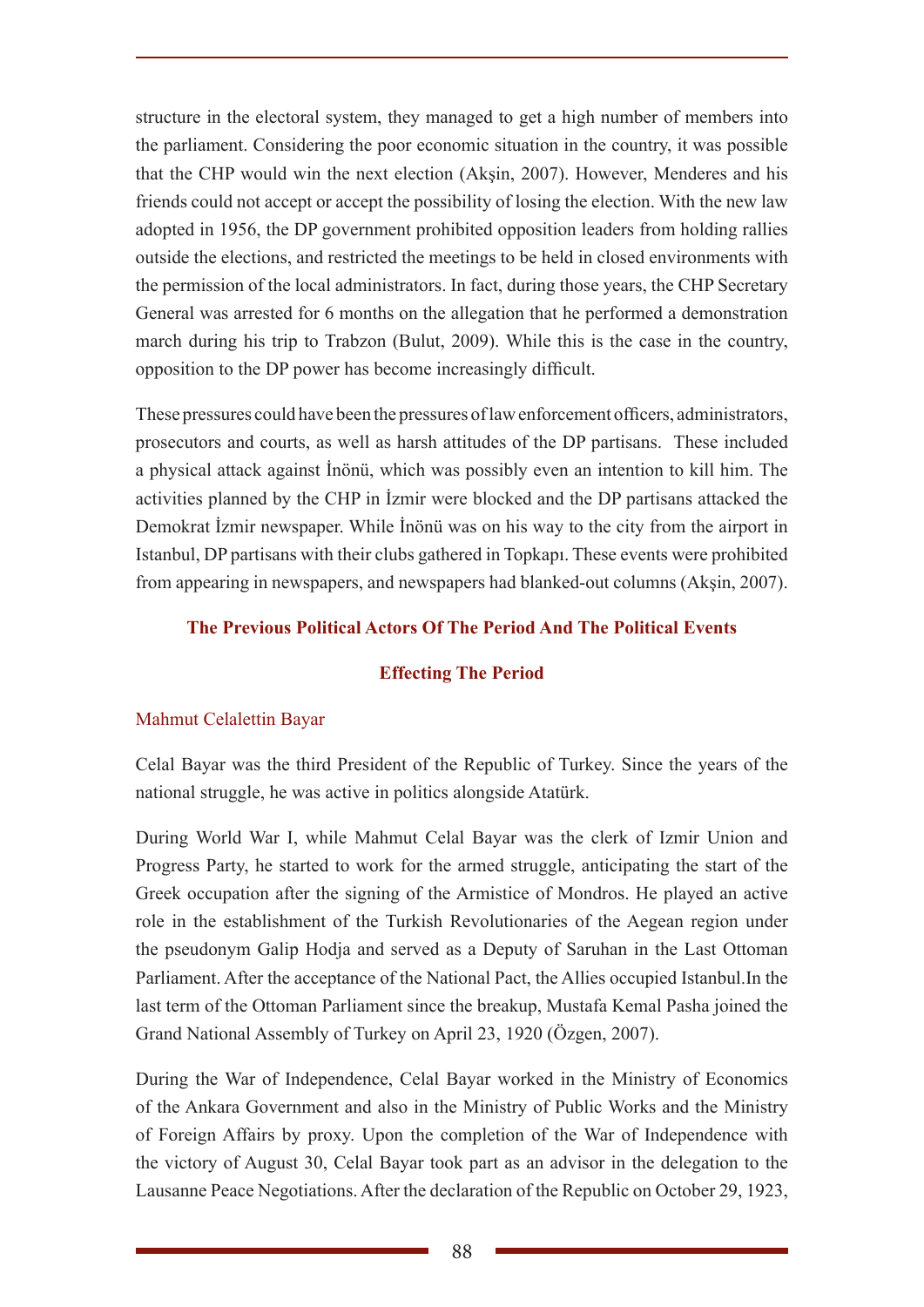structure in the electoral system, they managed to get a high number of members into the parliament. Considering the poor economic situation in the country, it was possible that the CHP would win the next election (Akşin, 2007). However, Menderes and his friends could not accept or accept the possibility of losing the election. With the new law adopted in 1956, the DP government prohibited opposition leaders from holding rallies outside the elections, and restricted the meetings to be held in closed environments with the permission of the local administrators. In fact, during those years, the CHP Secretary General was arrested for 6 months on the allegation that he performed a demonstration march during his trip to Trabzon (Bulut, 2009). While this is the case in the country, opposition to the DP power has become increasingly difficult.

These pressures could have been the pressures of law enforcement officers, administrators, prosecutors and courts, as well as harsh attitudes of the DP partisans. These included a physical attack against İnönü, which was possibly even an intention to kill him. The activities planned by the CHP in İzmir were blocked and the DP partisans attacked the Demokrat İzmir newspaper. While İnönü was on his way to the city from the airport in Istanbul, DP partisans with their clubs gathered in Topkapı. These events were prohibited from appearing in newspapers, and newspapers had blanked-out columns (Akşin, 2007).

## The Previous Political Actors Of The Period And The Political Events Effecting The Period

### Mahmut Celalettin Bayar

Celal Bayar was the third President of the Republic of Turkey. Since the years of the national struggle, he was active in politics alongside Atatürk.

During World War I, while Mahmut Celal Bayar was the clerk of Izmir Union and Progress Party, he started to work for the armed struggle, anticipating the start of the Greek occupation after the signing of the Armistice of Mondros. He played an active role in the establishment of the Turkish Revolutionaries of the Aegean region under the pseudonym Galip Hodja and served as a Deputy of Saruhan in the Last Ottoman Parliament. After the acceptance of the National Pact, the Allies occupied Istanbul.In the last term of the Ottoman Parliament since the breakup, Mustafa Kemal Pasha joined the Grand National Assembly of Turkey on April 23, 1920 (Özgen, 2007).

During the War of Independence, Celal Bayar worked in the Ministry of Economics of the Ankara Government and also in the Ministry of Public Works and the Ministry of Foreign Affairs by proxy. Upon the completion of the War of Independence with the victory of August 30, Celal Bayar took part as an advisor in the delegation to the Lausanne Peace Negotiations. After the declaration of the Republic on October 29, 1923,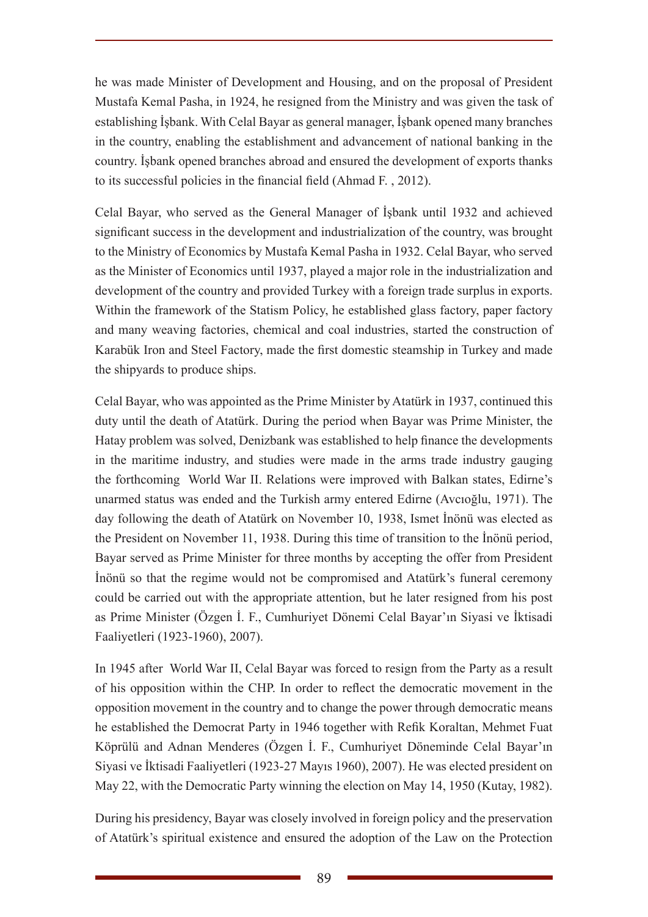he was made Minister of Development and Housing, and on the proposal of President Mustafa Kemal Pasha, in 1924, he resigned from the Ministry and was given the task of establishing İşbank. With Celal Bayar as general manager, İşbank opened many branches in the country, enabling the establishment and advancement of national banking in the country. İşbank opened branches abroad and ensured the development of exports thanks to its successful policies in the financial field (Ahmad F. , 2012).

Celal Bayar, who served as the General Manager of İşbank until 1932 and achieved significant success in the development and industrialization of the country, was brought to the Ministry of Economics by Mustafa Kemal Pasha in 1932. Celal Bayar, who served as the Minister of Economics until 1937, played a major role in the industrialization and development of the country and provided Turkey with a foreign trade surplus in exports. Within the framework of the Statism Policy, he established glass factory, paper factory and many weaving factories, chemical and coal industries, started the construction of Karabük Iron and Steel Factory, made the first domestic steamship in Turkey and made the shipyards to produce ships.

Celal Bayar, who was appointed as the Prime Minister by Atatürk in 1937, continued this duty until the death of Atatürk. During the period when Bayar was Prime Minister, the Hatay problem was solved, Denizbank was established to help finance the developments in the maritime industry, and studies were made in the arms trade industry gauging the forthcoming World War II. Relations were improved with Balkan states, Edirne's unarmed status was ended and the Turkish army entered Edirne (Avcıoğlu, 1971). The day following the death of Atatürk on November 10, 1938, Ismet İnönü was elected as the President on November 11, 1938. During this time of transition to the İnönü period, Bayar served as Prime Minister for three months by accepting the offer from President İnönü so that the regime would not be compromised and Atatürk's funeral ceremony could be carried out with the appropriate attention, but he later resigned from his post as Prime Minister (Özgen İ. F., Cumhuriyet Dönemi Celal Bayar'ın Siyasi ve İktisadi Faaliyetleri (1923-1960), 2007).

In 1945 after World War II, Celal Bayar was forced to resign from the Party as a result of his opposition within the CHP. In order to reflect the democratic movement in the opposition movement in the country and to change the power through democratic means he established the Democrat Party in 1946 together with Refik Koraltan, Mehmet Fuat Köprülü and Adnan Menderes (Özgen İ. F., Cumhuriyet Döneminde Celal Bayar'ın Siyasi ve İktisadi Faaliyetleri (1923-27 Mayıs 1960), 2007). He was elected president on May 22, with the Democratic Party winning the election on May 14, 1950 (Kutay, 1982).

During his presidency, Bayar was closely involved in foreign policy and the preservation of Atatürk's spiritual existence and ensured the adoption of the Law on the Protection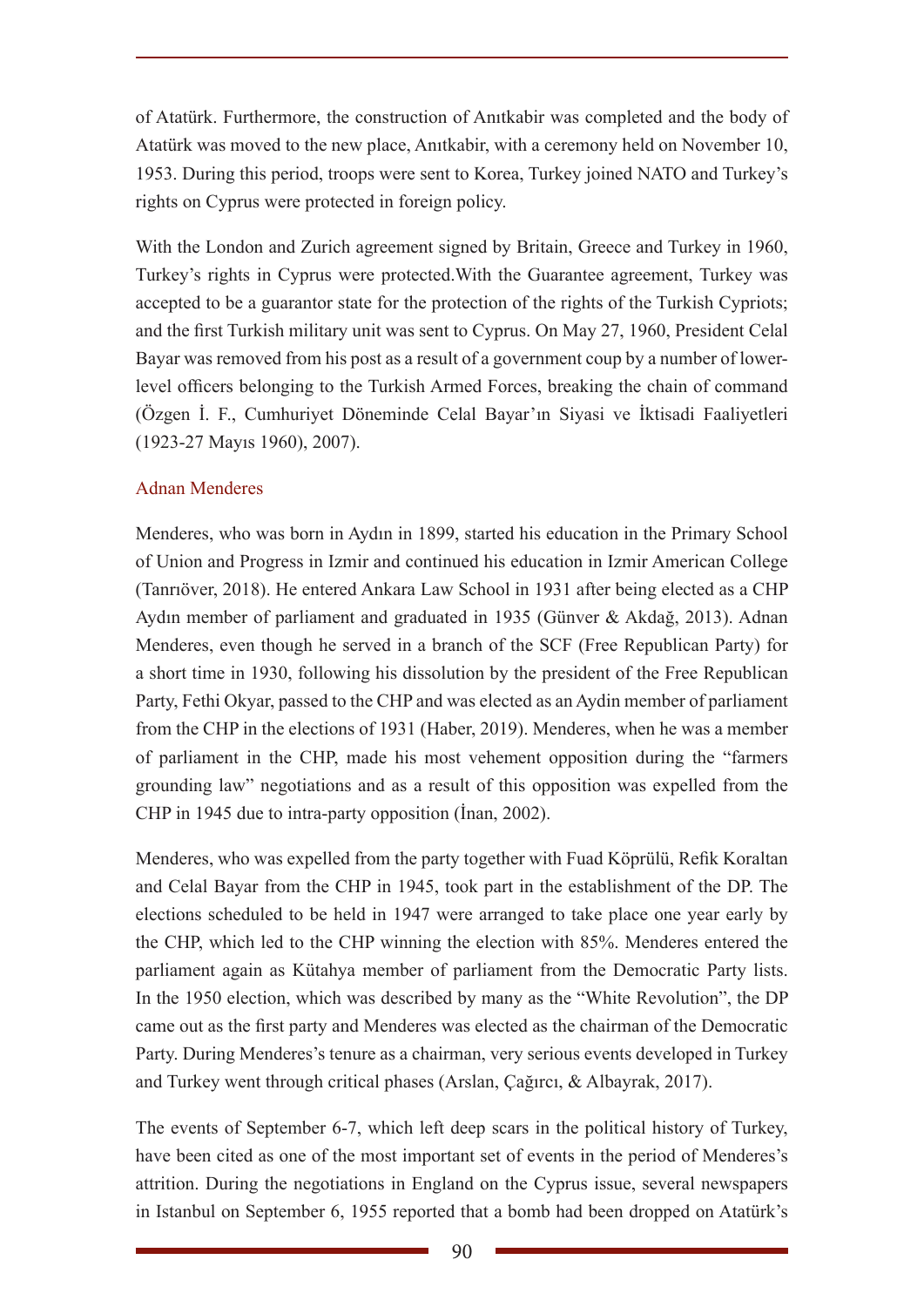of Atatürk. Furthermore, the construction of Anıtkabir was completed and the body of Atatürk was moved to the new place, Anıtkabir, with a ceremony held on November 10, 1953. During this period, troops were sent to Korea, Turkey joined NATO and Turkey's rights on Cyprus were protected in foreign policy.

With the London and Zurich agreement signed by Britain, Greece and Turkey in 1960, Turkey's rights in Cyprus were protected.With the Guarantee agreement, Turkey was accepted to be a guarantor state for the protection of the rights of the Turkish Cypriots; and the first Turkish military unit was sent to Cyprus. On May 27, 1960, President Celal Bayar was removed from his post as a result of a government coup by a number of lower-level officers belonging to the Turkish Armed Forces, breaking the chain of command (Özgen İ. F., Cumhuriyet Döneminde Celal Bayar'ın Siyasi ve İktisadi Faaliyetleri (1923-27 Mayıs 1960), 2007).

### Adnan Menderes

Menderes, who was born in Aydın in 1899, started his education in the Primary School of Union and Progress in Izmir and continued his education in Izmir American College (Tanrıöver, 2018). He entered Ankara Law School in 1931 after being elected as a CHP Aydın member of parliament and graduated in 1935 (Günver & Akdağ, 2013). Adnan Menderes, even though he served in a branch of the SCF (Free Republican Party) for a short time in 1930, following his dissolution by the president of the Free Republican Party, Fethi Okyar, passed to the CHP and was elected as an Aydin member of parliament from the CHP in the elections of 1931 (Haber, 2019). Menderes, when he was a member of parliament in the CHP, made his most vehement opposition during the "farmers grounding law" negotiations and as a result of this opposition was expelled from the CHP in 1945 due to intra-party opposition (İnan, 2002).

Menderes, who was expelled from the party together with Fuad Köprülü, Refik Koraltan and Celal Bayar from the CHP in 1945, took part in the establishment of the DP. The elections scheduled to be held in 1947 were arranged to take place one year early by the CHP, which led to the CHP winning the election with 85%. Menderes entered the parliament again as Kütahya member of parliament from the Democratic Party lists. In the 1950 election, which was described by many as the "White Revolution", the DP came out as the first party and Menderes was elected as the chairman of the Democratic Party. During Menderes's tenure as a chairman, very serious events developed in Turkey and Turkey went through critical phases (Arslan, Çağırcı, & Albayrak, 2017).

The events of September 6-7, which left deep scars in the political history of Turkey, have been cited as one of the most important set of events in the period of Menderes's attrition. During the negotiations in England on the Cyprus issue, several newspapers in Istanbul on September 6, 1955 reported that a bomb had been dropped on Atatürk's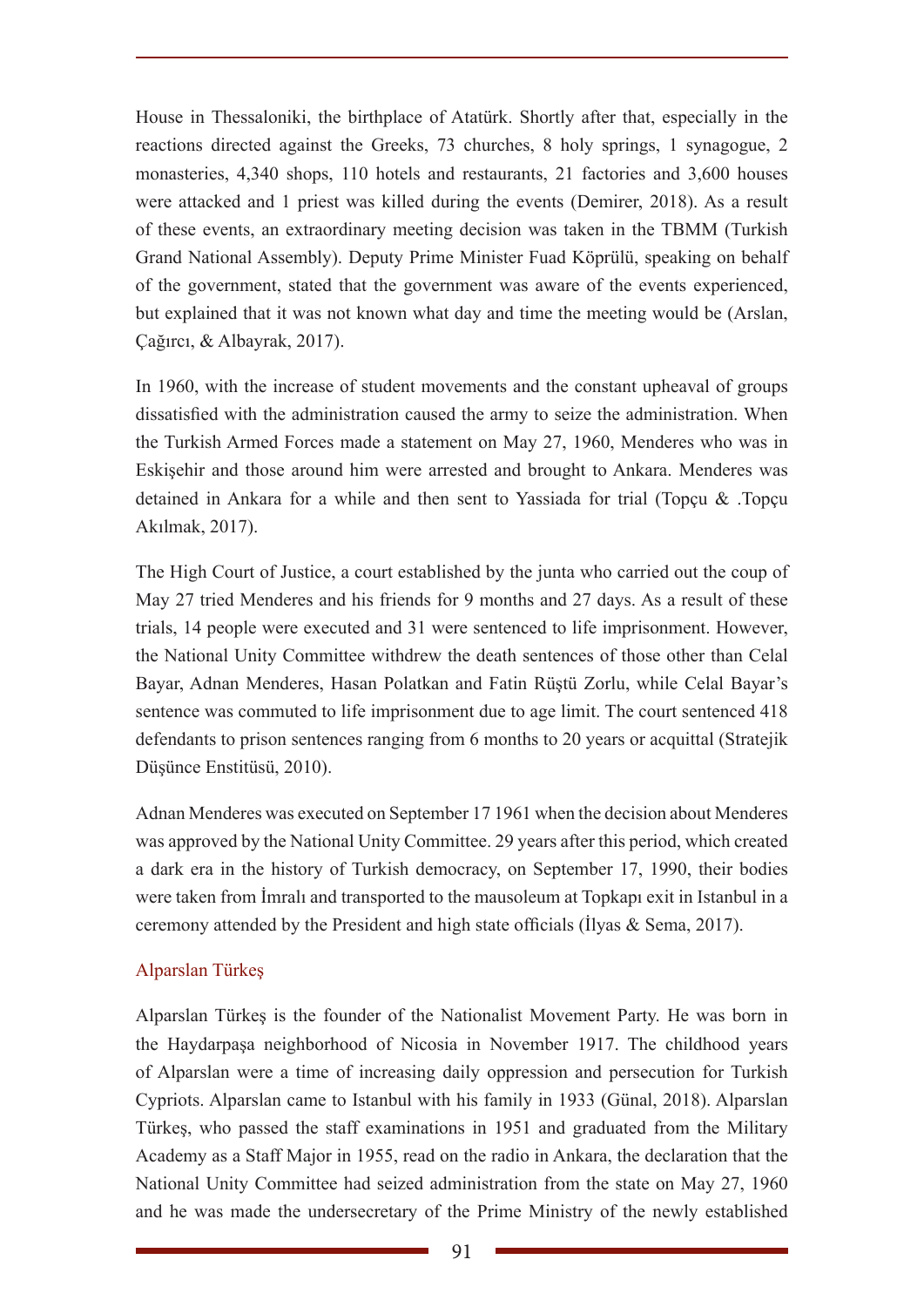House in Thessaloniki, the birthplace of Atatürk. Shortly after that, especially in the reactions directed against the Greeks, 73 churches, 8 holy springs, 1 synagogue, 2 monasteries, 4,340 shops, 110 hotels and restaurants, 21 factories and 3,600 houses were attacked and 1 priest was killed during the events (Demirer, 2018). As a result of these events, an extraordinary meeting decision was taken in the TBMM (Turkish Grand National Assembly). Deputy Prime Minister Fuad Köprülü, speaking on behalf of the government, stated that the government was aware of the events experienced, but explained that it was not known what day and time the meeting would be (Arslan, Çağırcı, & Albayrak, 2017).

In 1960, with the increase of student movements and the constant upheaval of groups dissatisfied with the administration caused the army to seize the administration. When the Turkish Armed Forces made a statement on May 27, 1960, Menderes who was in Eskişehir and those around him were arrested and brought to Ankara. Menderes was detained in Ankara for a while and then sent to Yassiada for trial (Topçu & .Topçu Akılmak, 2017).

The High Court of Justice, a court established by the junta who carried out the coup of May 27 tried Menderes and his friends for 9 months and 27 days. As a result of these trials, 14 people were executed and 31 were sentenced to life imprisonment. However, the National Unity Committee withdrew the death sentences of those other than Celal Bayar, Adnan Menderes, Hasan Polatkan and Fatin Rüştü Zorlu, while Celal Bayar's sentence was commuted to life imprisonment due to age limit. The court sentenced 418 defendants to prison sentences ranging from 6 months to 20 years or acquittal (Stratejik Düşünce Enstitüsü, 2010).

Adnan Menderes was executed on September 17 1961 when the decision about Menderes was approved by the National Unity Committee. 29 years after this period, which created a dark era in the history of Turkish democracy, on September 17, 1990, their bodies were taken from İmralı and transported to the mausoleum at Topkapı exit in Istanbul in a ceremony attended by the President and high state officials (İlyas & Sema, 2017).

### Alparslan Türkeş

Alparslan Türkeş is the founder of the Nationalist Movement Party. He was born in the Haydarpaşa neighborhood of Nicosia in November 1917. The childhood years of Alparslan were a time of increasing daily oppression and persecution for Turkish Cypriots. Alparslan came to Istanbul with his family in 1933 (Günal, 2018). Alparslan Türkeş, who passed the staff examinations in 1951 and graduated from the Military Academy as a Staff Major in 1955, read on the radio in Ankara, the declaration that the National Unity Committee had seized administration from the state on May 27, 1960 and he was made the undersecretary of the Prime Ministry of the newly established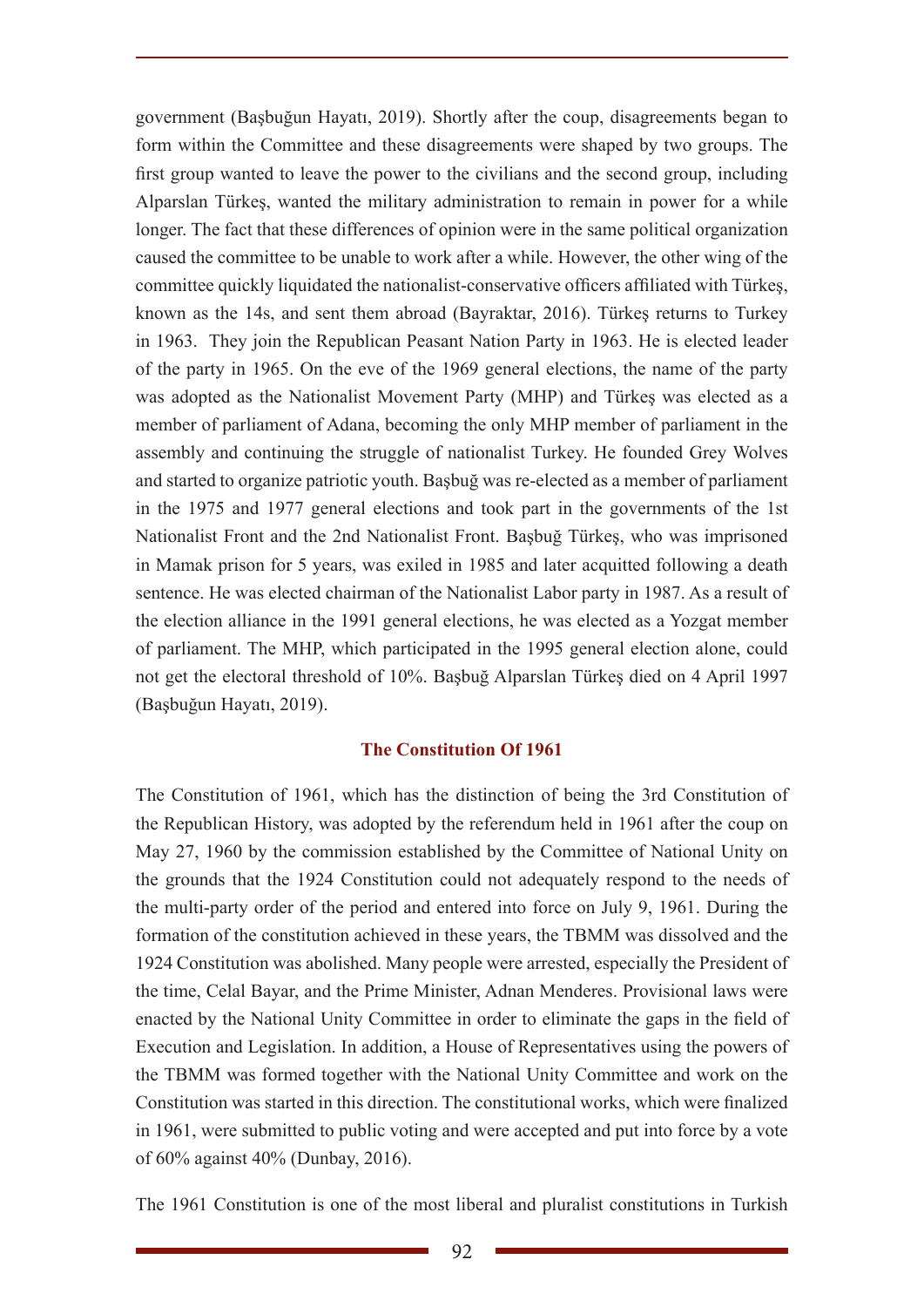government (Başbuğun Hayatı, 2019). Shortly after the coup, disagreements began to form within the Committee and these disagreements were shaped by two groups. The first group wanted to leave the power to the civilians and the second group, including Alparslan Türkeş, wanted the military administration to remain in power for a while longer. The fact that these differences of opinion were in the same political organization caused the committee to be unable to work after a while. However, the other wing of the committee quickly liquidated the nationalist-conservative officers affiliated with Türkeş, known as the 14s, and sent them abroad (Bayraktar, 2016). Türkeş returns to Turkey in 1963. They join the Republican Peasant Nation Party in 1963. He is elected leader of the party in 1965. On the eve of the 1969 general elections, the name of the party was adopted as the Nationalist Movement Party (MHP) and Türkeş was elected as a member of parliament of Adana, becoming the only MHP member of parliament in the assembly and continuing the struggle of nationalist Turkey. He founded Grey Wolves and started to organize patriotic youth. Başbuğ was re-elected as a member of parliament in the 1975 and 1977 general elections and took part in the governments of the 1st Nationalist Front and the 2nd Nationalist Front. Başbuğ Türkeş, who was imprisoned in Mamak prison for 5 years, was exiled in 1985 and later acquitted following a death sentence. He was elected chairman of the Nationalist Labor party in 1987. As a result of the election alliance in the 1991 general elections, he was elected as a Yozgat member of parliament. The MHP, which participated in the 1995 general election alone, could not get the electoral threshold of 10%. Başbuğ Alparslan Türkeş died on 4 April 1997 (Başbuğun Hayatı, 2019).

## The Constitution Of 1961

The Constitution of 1961, which has the distinction of being the 3rd Constitution of the Republican History, was adopted by the referendum held in 1961 after the coup on May 27, 1960 by the commission established by the Committee of National Unity on the grounds that the 1924 Constitution could not adequately respond to the needs of the multi-party order of the period and entered into force on July 9, 1961. During the formation of the constitution achieved in these years, the TBMM was dissolved and the 1924 Constitution was abolished. Many people were arrested, especially the President of the time, Celal Bayar, and the Prime Minister, Adnan Menderes. Provisional laws were enacted by the National Unity Committee in order to eliminate the gaps in the field of Execution and Legislation. In addition, a House of Representatives using the powers of the TBMM was formed together with the National Unity Committee and work on the Constitution was started in this direction. The constitutional works, which were finalized in 1961, were submitted to public voting and were accepted and put into force by a vote of 60% against 40% (Dunbay, 2016).

The 1961 Constitution is one of the most liberal and pluralist constitutions in Turkish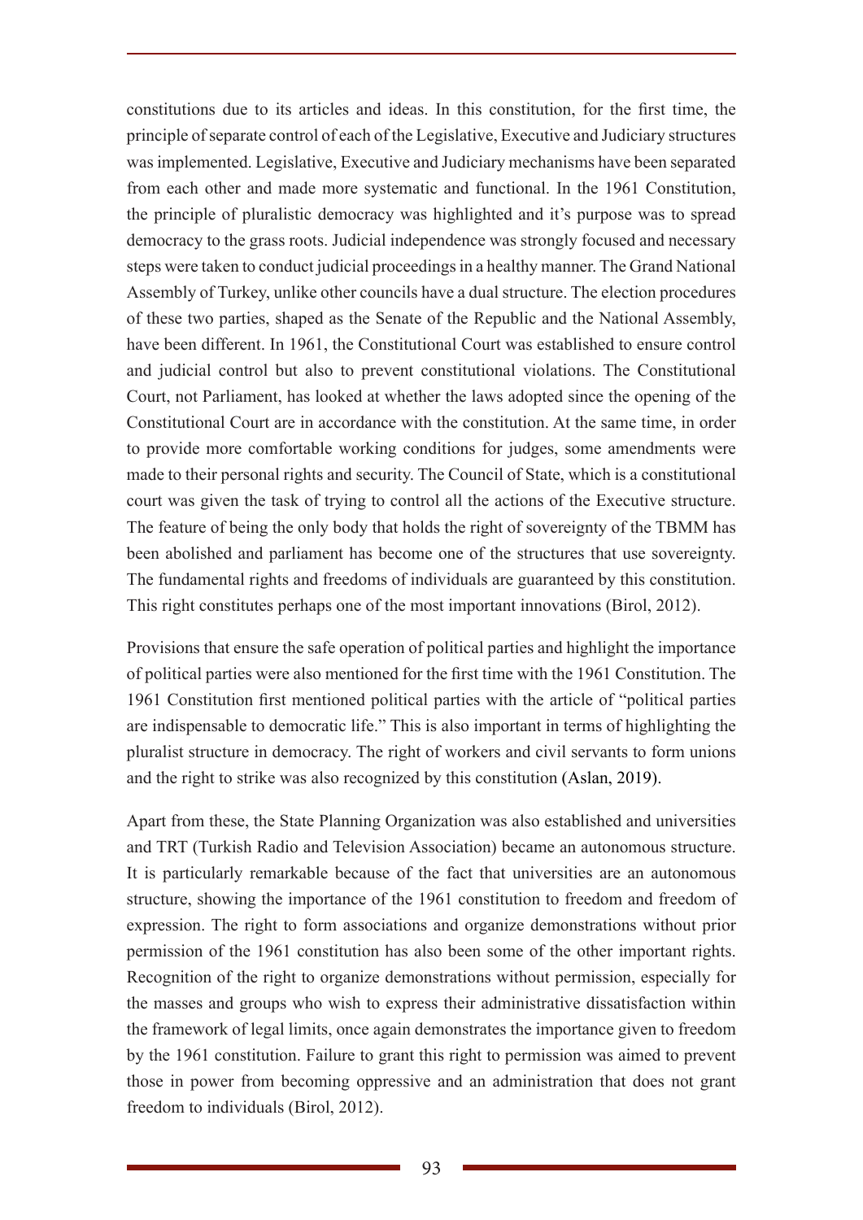constitutions due to its articles and ideas. In this constitution, for the first time, the principle of separate control of each of the Legislative, Executive and Judiciary structures was implemented. Legislative, Executive and Judiciary mechanisms have been separated from each other and made more systematic and functional. In the 1961 Constitution, the principle of pluralistic democracy was highlighted and it's purpose was to spread democracy to the grass roots. Judicial independence was strongly focused and necessary steps were taken to conduct judicial proceedings in a healthy manner. The Grand National Assembly of Turkey, unlike other councils have a dual structure. The election procedures of these two parties, shaped as the Senate of the Republic and the National Assembly, have been different. In 1961, the Constitutional Court was established to ensure control and judicial control but also to prevent constitutional violations. The Constitutional Court, not Parliament, has looked at whether the laws adopted since the opening of the Constitutional Court are in accordance with the constitution. At the same time, in order to provide more comfortable working conditions for judges, some amendments were made to their personal rights and security. The Council of State, which is a constitutional court was given the task of trying to control all the actions of the Executive structure. The feature of being the only body that holds the right of sovereignty of the TBMM has been abolished and parliament has become one of the structures that use sovereignty. The fundamental rights and freedoms of individuals are guaranteed by this constitution. This right constitutes perhaps one of the most important innovations (Birol, 2012).

Provisions that ensure the safe operation of political parties and highlight the importance of political parties were also mentioned for the first time with the 1961 Constitution. The 1961 Constitution first mentioned political parties with the article of "political parties are indispensable to democratic life." This is also important in terms of highlighting the pluralist structure in democracy. The right of workers and civil servants to form unions and the right to strike was also recognized by this constitution (Aslan, 2019).

Apart from these, the State Planning Organization was also established and universities and TRT (Turkish Radio and Television Association) became an autonomous structure. It is particularly remarkable because of the fact that universities are an autonomous structure, showing the importance of the 1961 constitution to freedom and freedom of expression. The right to form associations and organize demonstrations without prior permission of the 1961 constitution has also been some of the other important rights. Recognition of the right to organize demonstrations without permission, especially for the masses and groups who wish to express their administrative dissatisfaction within the framework of legal limits, once again demonstrates the importance given to freedom by the 1961 constitution. Failure to grant this right to permission was aimed to prevent those in power from becoming oppressive and an administration that does not grant freedom to individuals (Birol, 2012).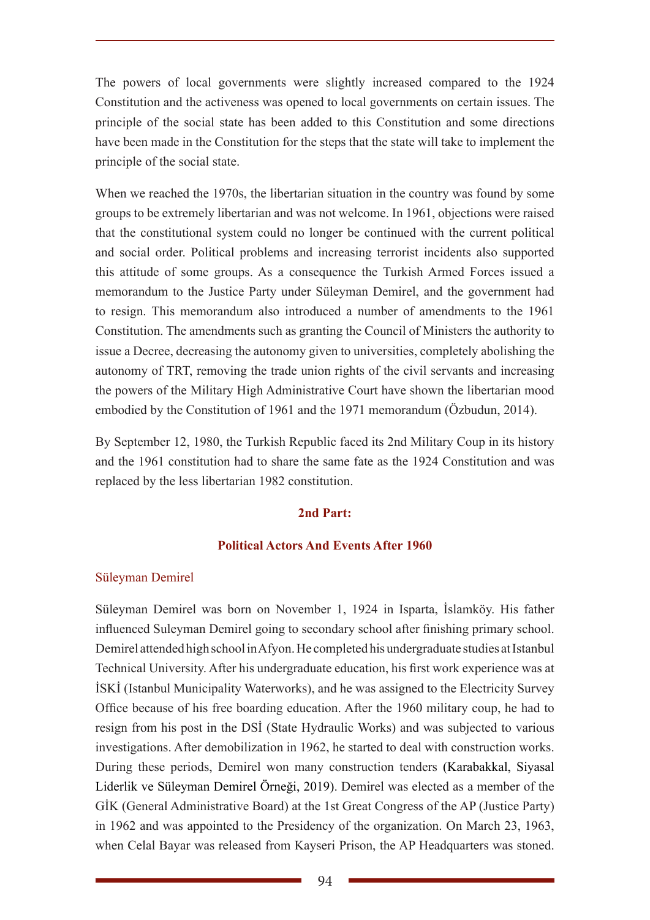The powers of local governments were slightly increased compared to the 1924 Constitution and the activeness was opened to local governments on certain issues. The principle of the social state has been added to this Constitution and some directions have been made in the Constitution for the steps that the state will take to implement the principle of the social state.

When we reached the 1970s, the libertarian situation in the country was found by some groups to be extremely libertarian and was not welcome. In 1961, objections were raised that the constitutional system could no longer be continued with the current political and social order. Political problems and increasing terrorist incidents also supported this attitude of some groups. As a consequence the Turkish Armed Forces issued a memorandum to the Justice Party under Süleyman Demirel, and the government had to resign. This memorandum also introduced a number of amendments to the 1961 Constitution. The amendments such as granting the Council of Ministers the authority to issue a Decree, decreasing the autonomy given to universities, completely abolishing the autonomy of TRT, removing the trade union rights of the civil servants and increasing the powers of the Military High Administrative Court have shown the libertarian mood embodied by the Constitution of 1961 and the 1971 memorandum (Özbudun, 2014).

By September 12, 1980, the Turkish Republic faced its 2nd Military Coup in its history and the 1961 constitution had to share the same fate as the 1924 Constitution and was replaced by the less libertarian 1982 constitution.

## 2nd Part:

## Political Actors And Events After 1960

### Süleyman Demirel

Süleyman Demirel was born on November 1, 1924 in Isparta, İslamköy. His father influenced Suleyman Demirel going to secondary school after finishing primary school. Demirel attended high school in Afyon. He completed his undergraduate studies at Istanbul Technical University. After his undergraduate education, his first work experience was at İSKİ (Istanbul Municipality Waterworks), and he was assigned to the Electricity Survey Office because of his free boarding education. After the 1960 military coup, he had to resign from his post in the DSİ (State Hydraulic Works) and was subjected to various investigations. After demobilization in 1962, he started to deal with construction works. During these periods, Demirel won many construction tenders (Karabakkal, Siyasal Liderlik ve Süleyman Demirel Örneği, 2019). Demirel was elected as a member of the GİK (General Administrative Board) at the 1st Great Congress of the AP (Justice Party) in 1962 and was appointed to the Presidency of the organization. On March 23, 1963, when Celal Bayar was released from Kayseri Prison, the AP Headquarters was stoned.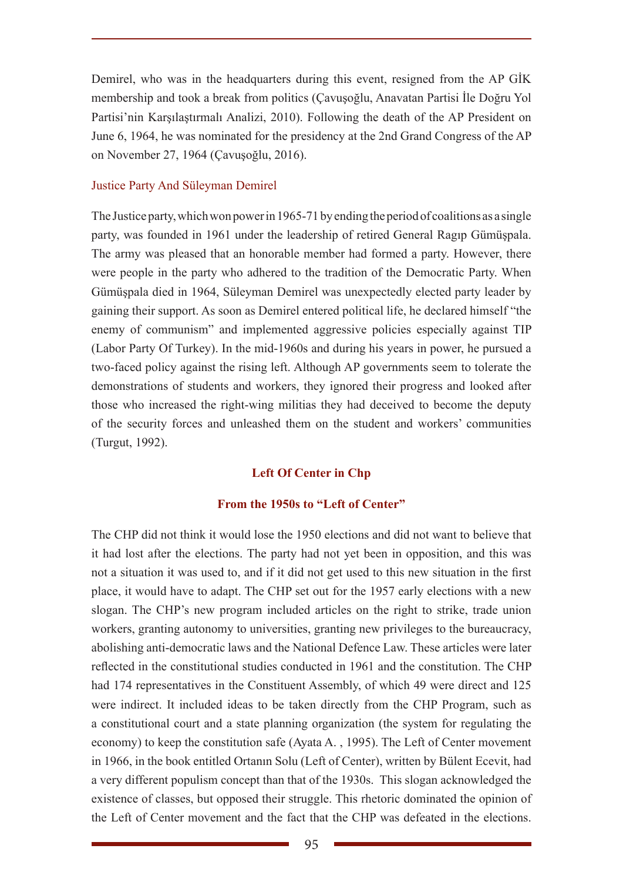Demirel, who was in the headquarters during this event, resigned from the AP GİK membership and took a break from politics (Çavuşoğlu, Anavatan Partisi İle Doğru Yol Partisi'nin Karşılaştırmalı Analizi, 2010). Following the death of the AP President on June 6, 1964, he was nominated for the presidency at the 2nd Grand Congress of the AP on November 27, 1964 (Çavuşoğlu, 2016).

### Justice Party And Süleyman Demirel

The Justice party, which won power in 1965-71 by ending the period of coalitions as a single party, was founded in 1961 under the leadership of retired General Ragıp Gümüşpala. The army was pleased that an honorable member had formed a party. However, there were people in the party who adhered to the tradition of the Democratic Party. When Gümüşpala died in 1964, Süleyman Demirel was unexpectedly elected party leader by gaining their support. As soon as Demirel entered political life, he declared himself "the enemy of communism" and implemented aggressive policies especially against TIP (Labor Party Of Turkey). In the mid-1960s and during his years in power, he pursued a two-faced policy against the rising left. Although AP governments seem to tolerate the demonstrations of students and workers, they ignored their progress and looked after those who increased the right-wing militias they had deceived to become the deputy of the security forces and unleashed them on the student and workers' communities (Turgut, 1992).

## Left Of Center in Chp

### From the 1950s to "Left of Center"

The CHP did not think it would lose the 1950 elections and did not want to believe that it had lost after the elections. The party had not yet been in opposition, and this was not a situation it was used to, and if it did not get used to this new situation in the first place, it would have to adapt. The CHP set out for the 1957 early elections with a new slogan. The CHP's new program included articles on the right to strike, trade union workers, granting autonomy to universities, granting new privileges to the bureaucracy, abolishing anti-democratic laws and the National Defence Law. These articles were later reflected in the constitutional studies conducted in 1961 and the constitution. The CHP had 174 representatives in the Constituent Assembly, of which 49 were direct and 125 were indirect. It included ideas to be taken directly from the CHP Program, such as a constitutional court and a state planning organization (the system for regulating the economy) to keep the constitution safe (Ayata A. , 1995). The Left of Center movement in 1966, in the book entitled Ortanın Solu (Left of Center), written by Bülent Ecevit, had a very different populism concept than that of the 1930s. This slogan acknowledged the existence of classes, but opposed their struggle. This rhetoric dominated the opinion of the Left of Center movement and the fact that the CHP was defeated in the elections.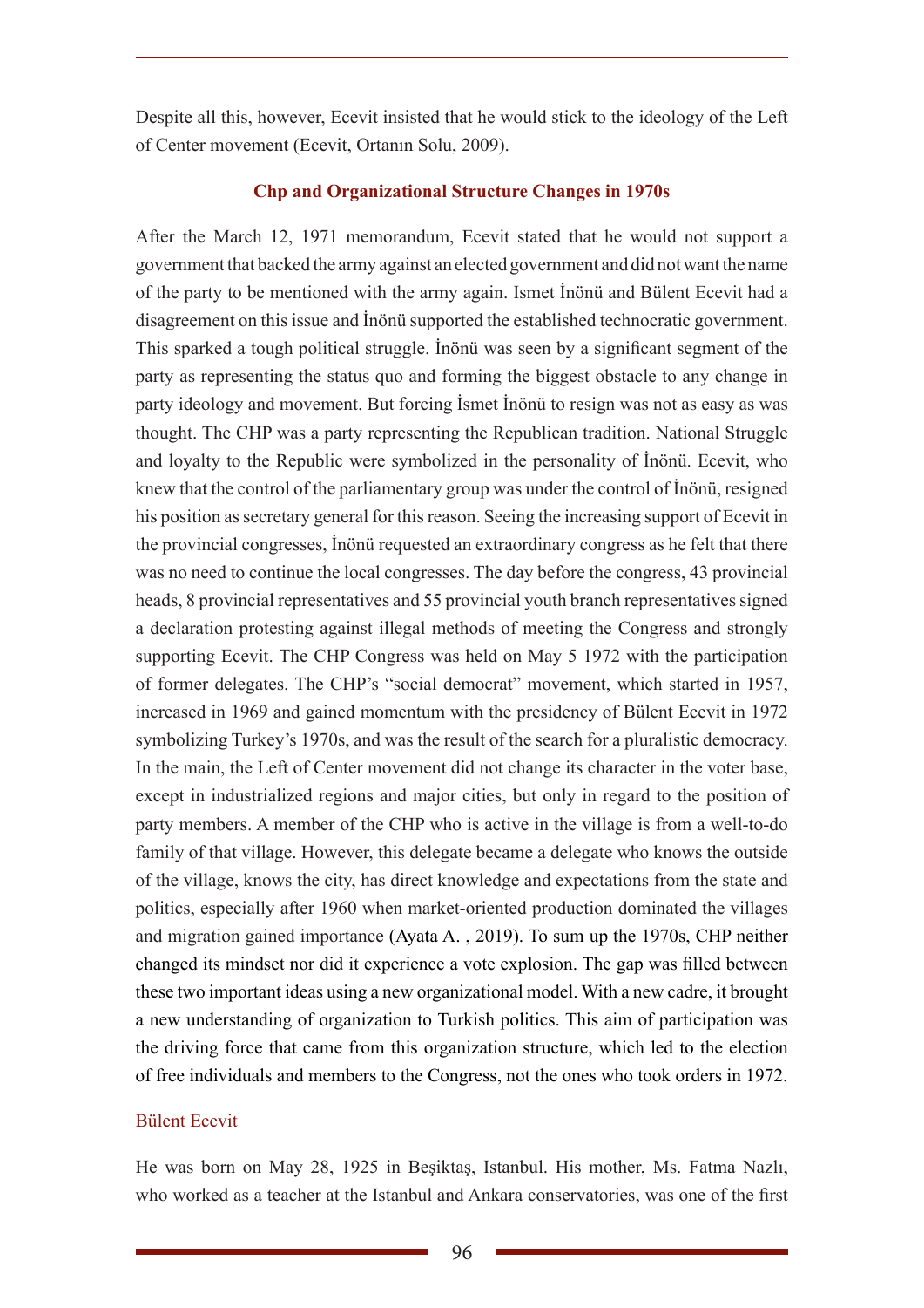Despite all this, however, Ecevit insisted that he would stick to the ideology of the Left of Center movement (Ecevit, Ortanın Solu, 2009).

## Chp and Organizational Structure Changes in 1970s

After the March 12, 1971 memorandum, Ecevit stated that he would not support a government that backed the army against an elected government and did not want the name of the party to be mentioned with the army again. Ismet İnönü and Bülent Ecevit had a disagreement on this issue and İnönü supported the established technocratic government. This sparked a tough political struggle. İnönü was seen by a significant segment of the party as representing the status quo and forming the biggest obstacle to any change in party ideology and movement. But forcing İsmet İnönü to resign was not as easy as was thought. The CHP was a party representing the Republican tradition. National Struggle and loyalty to the Republic were symbolized in the personality of İnönü. Ecevit, who knew that the control of the parliamentary group was under the control of İnönü, resigned his position as secretary general for this reason. Seeing the increasing support of Ecevit in the provincial congresses, İnönü requested an extraordinary congress as he felt that there was no need to continue the local congresses. The day before the congress, 43 provincial heads, 8 provincial representatives and 55 provincial youth branch representatives signed a declaration protesting against illegal methods of meeting the Congress and strongly supporting Ecevit. The CHP Congress was held on May 5 1972 with the participation of former delegates. The CHP's "social democrat" movement, which started in 1957, increased in 1969 and gained momentum with the presidency of Bülent Ecevit in 1972 symbolizing Turkey's 1970s, and was the result of the search for a pluralistic democracy. In the main, the Left of Center movement did not change its character in the voter base, except in industrialized regions and major cities, but only in regard to the position of party members. A member of the CHP who is active in the village is from a well-to-do family of that village. However, this delegate became a delegate who knows the outside of the village, knows the city, has direct knowledge and expectations from the state and politics, especially after 1960 when market-oriented production dominated the villages and migration gained importance (Ayata A. , 2019). To sum up the 1970s, CHP neither changed its mindset nor did it experience a vote explosion. The gap was filled between these two important ideas using a new organizational model. With a new cadre, it brought a new understanding of organization to Turkish politics. This aim of participation was the driving force that came from this organization structure, which led to the election of free individuals and members to the Congress, not the ones who took orders in 1972.

### Bülent Ecevit

He was born on May 28, 1925 in Beşiktaş, Istanbul. His mother, Ms. Fatma Nazlı, who worked as a teacher at the Istanbul and Ankara conservatories, was one of the first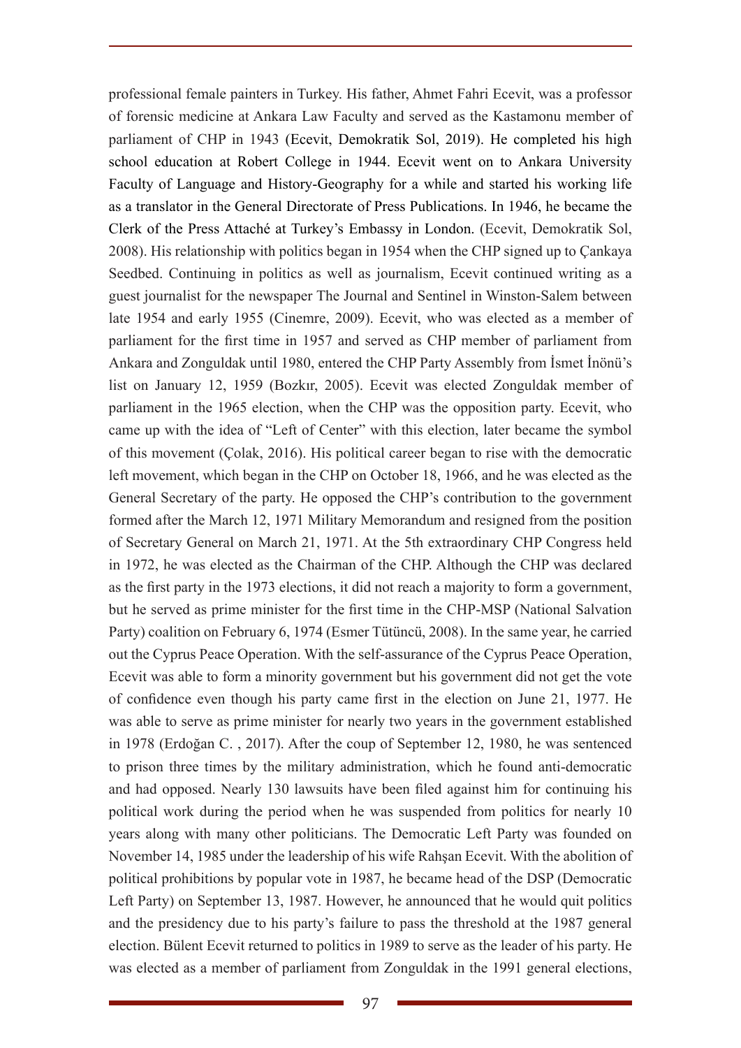professional female painters in Turkey. His father, Ahmet Fahri Ecevit, was a professor of forensic medicine at Ankara Law Faculty and served as the Kastamonu member of parliament of CHP in 1943 (Ecevit, Demokratik Sol, 2019). He completed his high school education at Robert College in 1944. Ecevit went on to Ankara University Faculty of Language and History-Geography for a while and started his working life as a translator in the General Directorate of Press Publications. In 1946, he became the Clerk of the Press Attaché at Turkey's Embassy in London. (Ecevit, Demokratik Sol, 2008). His relationship with politics began in 1954 when the CHP signed up to Çankaya Seedbed. Continuing in politics as well as journalism, Ecevit continued writing as a guest journalist for the newspaper The Journal and Sentinel in Winston-Salem between late 1954 and early 1955 (Cinemre, 2009). Ecevit, who was elected as a member of parliament for the first time in 1957 and served as CHP member of parliament from Ankara and Zonguldak until 1980, entered the CHP Party Assembly from İsmet İnönü's list on January 12, 1959 (Bozkır, 2005). Ecevit was elected Zonguldak member of parliament in the 1965 election, when the CHP was the opposition party. Ecevit, who came up with the idea of "Left of Center" with this election, later became the symbol of this movement (Çolak, 2016). His political career began to rise with the democratic left movement, which began in the CHP on October 18, 1966, and he was elected as the General Secretary of the party. He opposed the CHP's contribution to the government formed after the March 12, 1971 Military Memorandum and resigned from the position of Secretary General on March 21, 1971. At the 5th extraordinary CHP Congress held in 1972, he was elected as the Chairman of the CHP. Although the CHP was declared as the first party in the 1973 elections, it did not reach a majority to form a government, but he served as prime minister for the first time in the CHP-MSP (National Salvation Party) coalition on February 6, 1974 (Esmer Tütüncü, 2008). In the same year, he carried out the Cyprus Peace Operation. With the self-assurance of the Cyprus Peace Operation, Ecevit was able to form a minority government but his government did not get the vote of confidence even though his party came first in the election on June 21, 1977. He was able to serve as prime minister for nearly two years in the government established in 1978 (Erdoğan C. , 2017). After the coup of September 12, 1980, he was sentenced to prison three times by the military administration, which he found anti-democratic and had opposed. Nearly 130 lawsuits have been filed against him for continuing his political work during the period when he was suspended from politics for nearly 10 years along with many other politicians. The Democratic Left Party was founded on November 14, 1985 under the leadership of his wife Rahşan Ecevit. With the abolition of political prohibitions by popular vote in 1987, he became head of the DSP (Democratic Left Party) on September 13, 1987. However, he announced that he would quit politics and the presidency due to his party's failure to pass the threshold at the 1987 general election. Bülent Ecevit returned to politics in 1989 to serve as the leader of his party. He was elected as a member of parliament from Zonguldak in the 1991 general elections,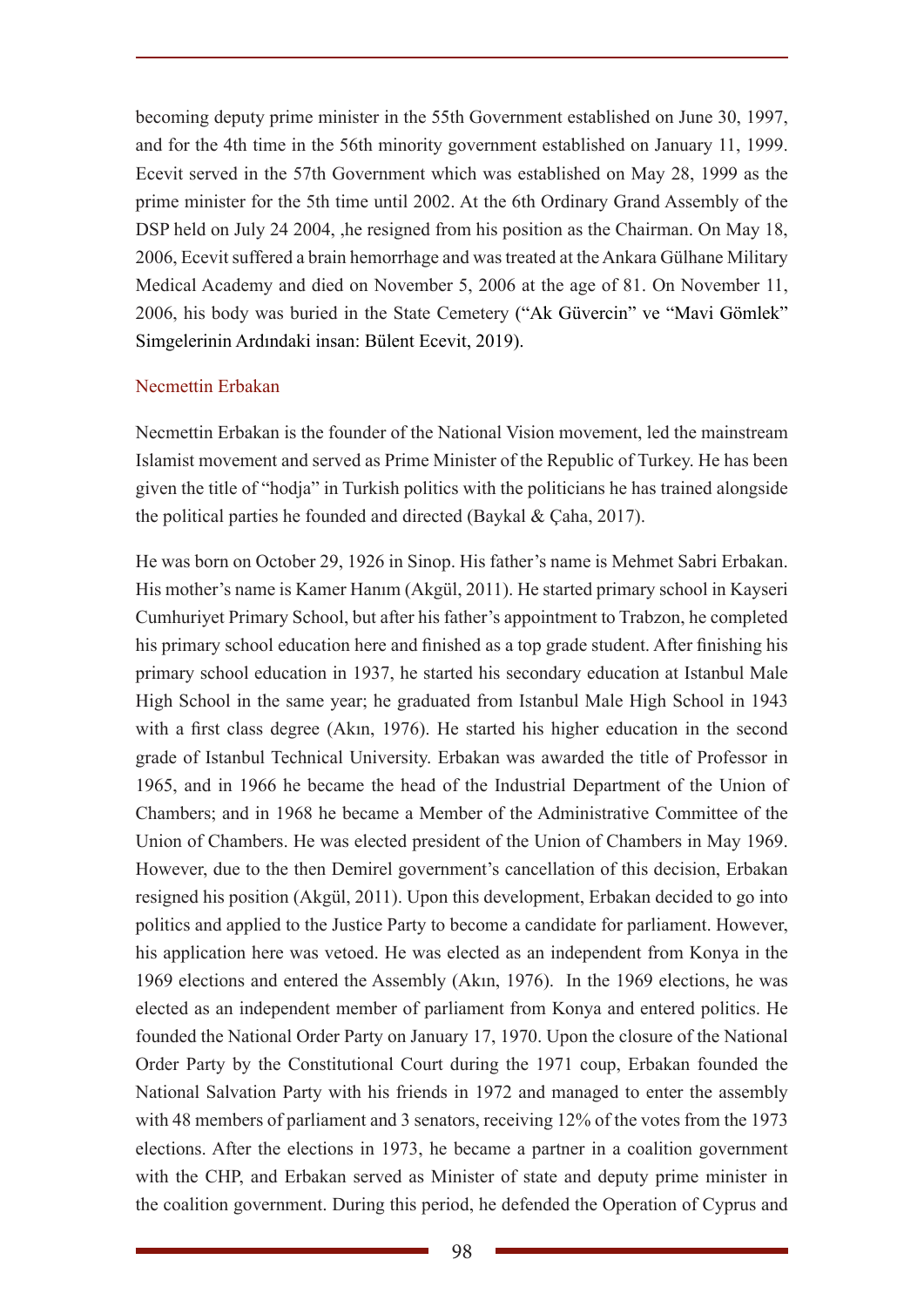becoming deputy prime minister in the 55th Government established on June 30, 1997, and for the 4th time in the 56th minority government established on January 11, 1999. Ecevit served in the 57th Government which was established on May 28, 1999 as the prime minister for the 5th time until 2002. At the 6th Ordinary Grand Assembly of the DSP held on July 24 2004, ,he resigned from his position as the Chairman. On May 18, 2006, Ecevit suffered a brain hemorrhage and was treated at the Ankara Gülhane Military Medical Academy and died on November 5, 2006 at the age of 81. On November 11, 2006, his body was buried in the State Cemetery ("Ak Güvercin" ve "Mavi Gömlek" Simgelerinin Ardındaki insan: Bülent Ecevit, 2019).

### Necmettin Erbakan

Necmettin Erbakan is the founder of the National Vision movement, led the mainstream Islamist movement and served as Prime Minister of the Republic of Turkey. He has been given the title of "hodja" in Turkish politics with the politicians he has trained alongside the political parties he founded and directed (Baykal & Çaha, 2017).

He was born on October 29, 1926 in Sinop. His father's name is Mehmet Sabri Erbakan. His mother's name is Kamer Hanım (Akgül, 2011). He started primary school in Kayseri Cumhuriyet Primary School, but after his father's appointment to Trabzon, he completed his primary school education here and finished as a top grade student. After finishing his primary school education in 1937, he started his secondary education at Istanbul Male High School in the same year; he graduated from Istanbul Male High School in 1943 with a first class degree (Akın, 1976). He started his higher education in the second grade of Istanbul Technical University. Erbakan was awarded the title of Professor in 1965, and in 1966 he became the head of the Industrial Department of the Union of Chambers; and in 1968 he became a Member of the Administrative Committee of the Union of Chambers. He was elected president of the Union of Chambers in May 1969. However, due to the then Demirel government's cancellation of this decision, Erbakan resigned his position (Akgül, 2011). Upon this development, Erbakan decided to go into politics and applied to the Justice Party to become a candidate for parliament. However, his application here was vetoed. He was elected as an independent from Konya in the 1969 elections and entered the Assembly (Akın, 1976). In the 1969 elections, he was elected as an independent member of parliament from Konya and entered politics. He founded the National Order Party on January 17, 1970. Upon the closure of the National Order Party by the Constitutional Court during the 1971 coup, Erbakan founded the National Salvation Party with his friends in 1972 and managed to enter the assembly with 48 members of parliament and 3 senators, receiving 12% of the votes from the 1973 elections. After the elections in 1973, he became a partner in a coalition government with the CHP, and Erbakan served as Minister of state and deputy prime minister in the coalition government. During this period, he defended the Operation of Cyprus and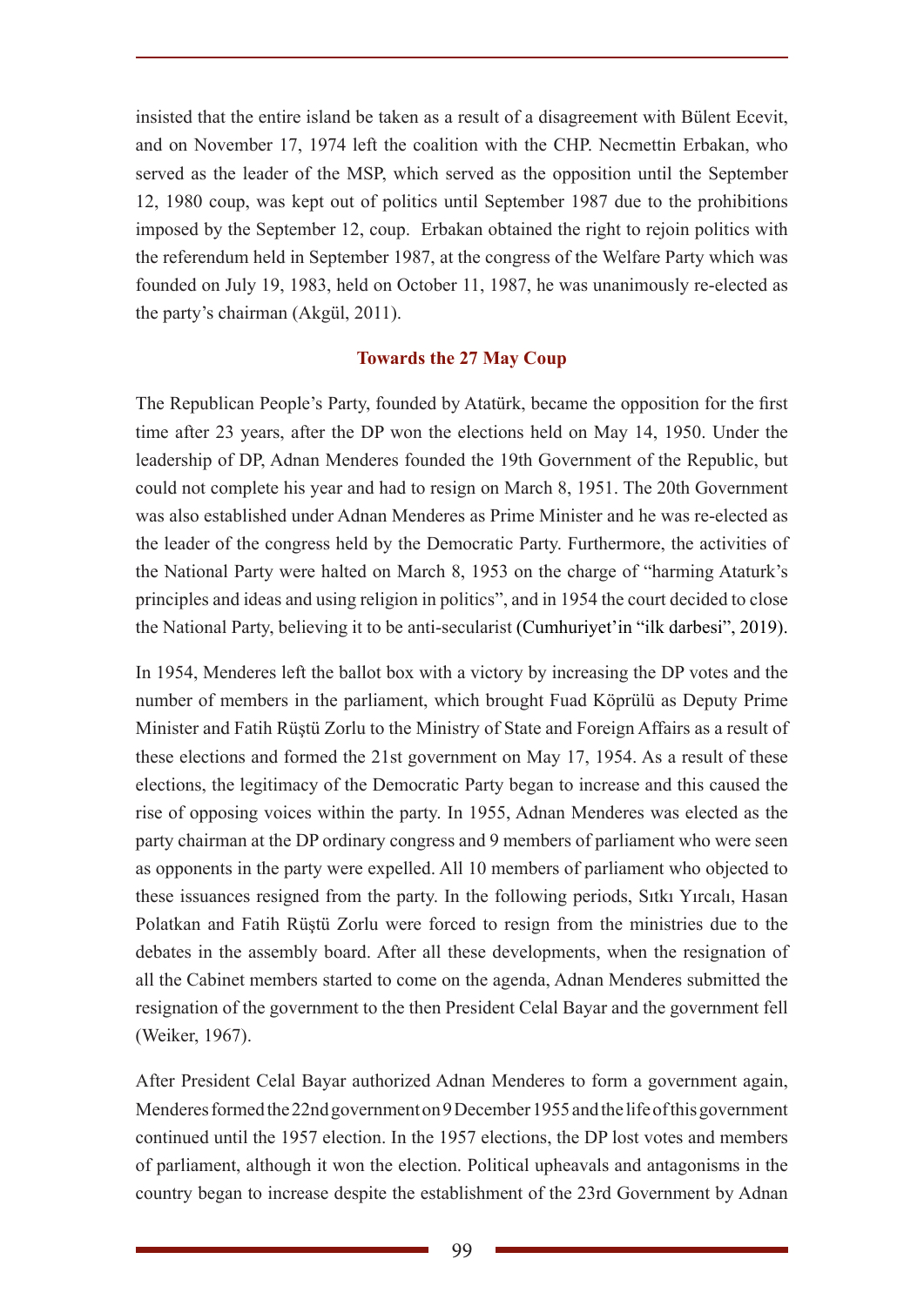insisted that the entire island be taken as a result of a disagreement with Bülent Ecevit, and on November 17, 1974 left the coalition with the CHP. Necmettin Erbakan, who served as the leader of the MSP, which served as the opposition until the September 12, 1980 coup, was kept out of politics until September 1987 due to the prohibitions imposed by the September 12, coup. Erbakan obtained the right to rejoin politics with the referendum held in September 1987, at the congress of the Welfare Party which was founded on July 19, 1983, held on October 11, 1987, he was unanimously re-elected as the party's chairman (Akgül, 2011).

## Towards the 27 May Coup

The Republican People's Party, founded by Atatürk, became the opposition for the first time after 23 years, after the DP won the elections held on May 14, 1950. Under the leadership of DP, Adnan Menderes founded the 19th Government of the Republic, but could not complete his year and had to resign on March 8, 1951. The 20th Government was also established under Adnan Menderes as Prime Minister and he was re-elected as the leader of the congress held by the Democratic Party. Furthermore, the activities of the National Party were halted on March 8, 1953 on the charge of "harming Ataturk's principles and ideas and using religion in politics", and in 1954 the court decided to close the National Party, believing it to be anti-secularist (Cumhuriyet'in "ilk darbesi", 2019).

In 1954, Menderes left the ballot box with a victory by increasing the DP votes and the number of members in the parliament, which brought Fuad Köprülü as Deputy Prime Minister and Fatih Rüştü Zorlu to the Ministry of State and Foreign Affairs as a result of these elections and formed the 21st government on May 17, 1954. As a result of these elections, the legitimacy of the Democratic Party began to increase and this caused the rise of opposing voices within the party. In 1955, Adnan Menderes was elected as the party chairman at the DP ordinary congress and 9 members of parliament who were seen as opponents in the party were expelled. All 10 members of parliament who objected to these issuances resigned from the party. In the following periods, Sıtkı Yırcalı, Hasan Polatkan and Fatih Rüştü Zorlu were forced to resign from the ministries due to the debates in the assembly board. After all these developments, when the resignation of all the Cabinet members started to come on the agenda, Adnan Menderes submitted the resignation of the government to the then President Celal Bayar and the government fell (Weiker, 1967).

After President Celal Bayar authorized Adnan Menderes to form a government again, Menderes formed the 22nd government on 9 December 1955 and the life of this government continued until the 1957 election. In the 1957 elections, the DP lost votes and members of parliament, although it won the election. Political upheavals and antagonisms in the country began to increase despite the establishment of the 23rd Government by Adnan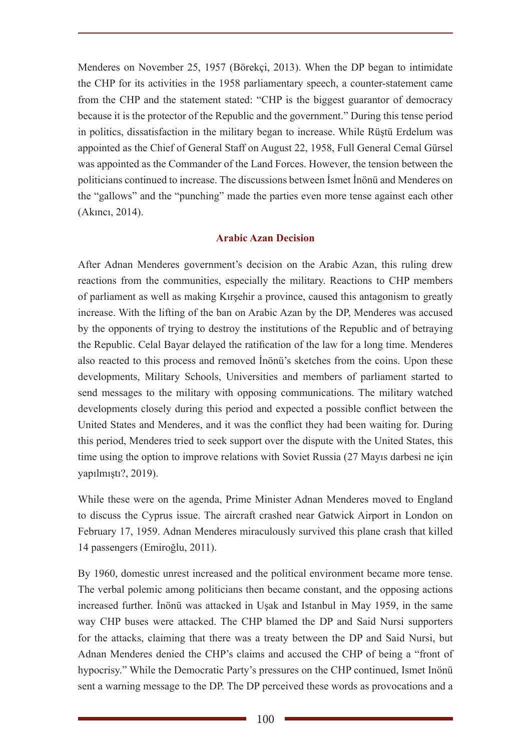Menderes on November 25, 1957 (Börekçi, 2013). When the DP began to intimidate the CHP for its activities in the 1958 parliamentary speech, a counter-statement came from the CHP and the statement stated: "CHP is the biggest guarantor of democracy because it is the protector of the Republic and the government." During this tense period in politics, dissatisfaction in the military began to increase. While Rüştü Erdelum was appointed as the Chief of General Staff on August 22, 1958, Full General Cemal Gürsel was appointed as the Commander of the Land Forces. However, the tension between the politicians continued to increase. The discussions between İsmet İnönü and Menderes on the "gallows" and the "punching" made the parties even more tense against each other (Akıncı, 2014).

## Arabic Azan Decision

After Adnan Menderes government's decision on the Arabic Azan, this ruling drew reactions from the communities, especially the military. Reactions to CHP members of parliament as well as making Kırşehir a province, caused this antagonism to greatly increase. With the lifting of the ban on Arabic Azan by the DP, Menderes was accused by the opponents of trying to destroy the institutions of the Republic and of betraying the Republic. Celal Bayar delayed the ratification of the law for a long time. Menderes also reacted to this process and removed İnönü's sketches from the coins. Upon these developments, Military Schools, Universities and members of parliament started to send messages to the military with opposing communications. The military watched developments closely during this period and expected a possible conflict between the United States and Menderes, and it was the conflict they had been waiting for. During this period, Menderes tried to seek support over the dispute with the United States, this time using the option to improve relations with Soviet Russia (27 Mayıs darbesi ne için yapılmıştı?, 2019).

While these were on the agenda, Prime Minister Adnan Menderes moved to England to discuss the Cyprus issue. The aircraft crashed near Gatwick Airport in London on February 17, 1959. Adnan Menderes miraculously survived this plane crash that killed 14 passengers (Emiroğlu, 2011).

By 1960, domestic unrest increased and the political environment became more tense. The verbal polemic among politicians then became constant, and the opposing actions increased further. İnönü was attacked in Uşak and Istanbul in May 1959, in the same way CHP buses were attacked. The CHP blamed the DP and Said Nursi supporters for the attacks, claiming that there was a treaty between the DP and Said Nursi, but Adnan Menderes denied the CHP's claims and accused the CHP of being a "front of hypocrisy." While the Democratic Party's pressures on the CHP continued, Ismet Inönü sent a warning message to the DP. The DP perceived these words as provocations and a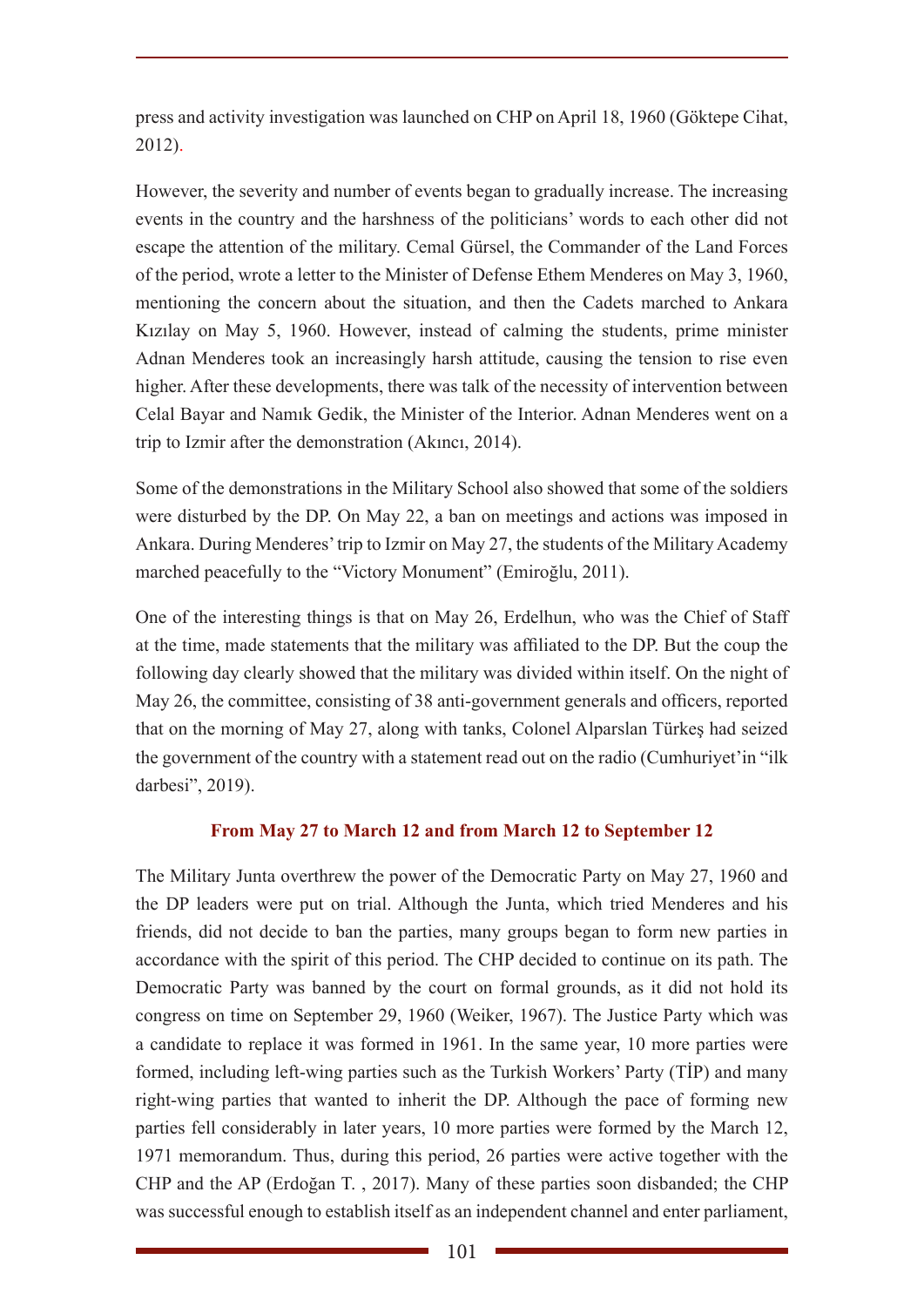press and activity investigation was launched on CHP on April 18, 1960 (Göktepe Cihat, 2012).

However, the severity and number of events began to gradually increase. The increasing events in the country and the harshness of the politicians' words to each other did not escape the attention of the military. Cemal Gürsel, the Commander of the Land Forces of the period, wrote a letter to the Minister of Defense Ethem Menderes on May 3, 1960, mentioning the concern about the situation, and then the Cadets marched to Ankara Kızılay on May 5, 1960. However, instead of calming the students, prime minister Adnan Menderes took an increasingly harsh attitude, causing the tension to rise even higher. After these developments, there was talk of the necessity of intervention between Celal Bayar and Namık Gedik, the Minister of the Interior. Adnan Menderes went on a trip to Izmir after the demonstration (Akıncı, 2014).

Some of the demonstrations in the Military School also showed that some of the soldiers were disturbed by the DP. On May 22, a ban on meetings and actions was imposed in Ankara. During Menderes' trip to Izmir on May 27, the students of the Military Academy marched peacefully to the "Victory Monument" (Emiroğlu, 2011).

One of the interesting things is that on May 26, Erdelhun, who was the Chief of Staff at the time, made statements that the military was affiliated to the DP. But the coup the following day clearly showed that the military was divided within itself. On the night of May 26, the committee, consisting of 38 anti-government generals and officers, reported that on the morning of May 27, along with tanks, Colonel Alparslan Türkeş had seized the government of the country with a statement read out on the radio (Cumhuriyet'in "ilk darbesi", 2019).

### From May 27 to March 12 and from March 12 to September 12

The Military Junta overthrew the power of the Democratic Party on May 27, 1960 and the DP leaders were put on trial. Although the Junta, which tried Menderes and his friends, did not decide to ban the parties, many groups began to form new parties in accordance with the spirit of this period. The CHP decided to continue on its path. The Democratic Party was banned by the court on formal grounds, as it did not hold its congress on time on September 29, 1960 (Weiker, 1967). The Justice Party which was a candidate to replace it was formed in 1961. In the same year, 10 more parties were formed, including left-wing parties such as the Turkish Workers' Party (TİP) and many right-wing parties that wanted to inherit the DP. Although the pace of forming new parties fell considerably in later years, 10 more parties were formed by the March 12, 1971 memorandum. Thus, during this period, 26 parties were active together with the CHP and the AP (Erdoğan T. , 2017). Many of these parties soon disbanded; the CHP was successful enough to establish itself as an independent channel and enter parliament,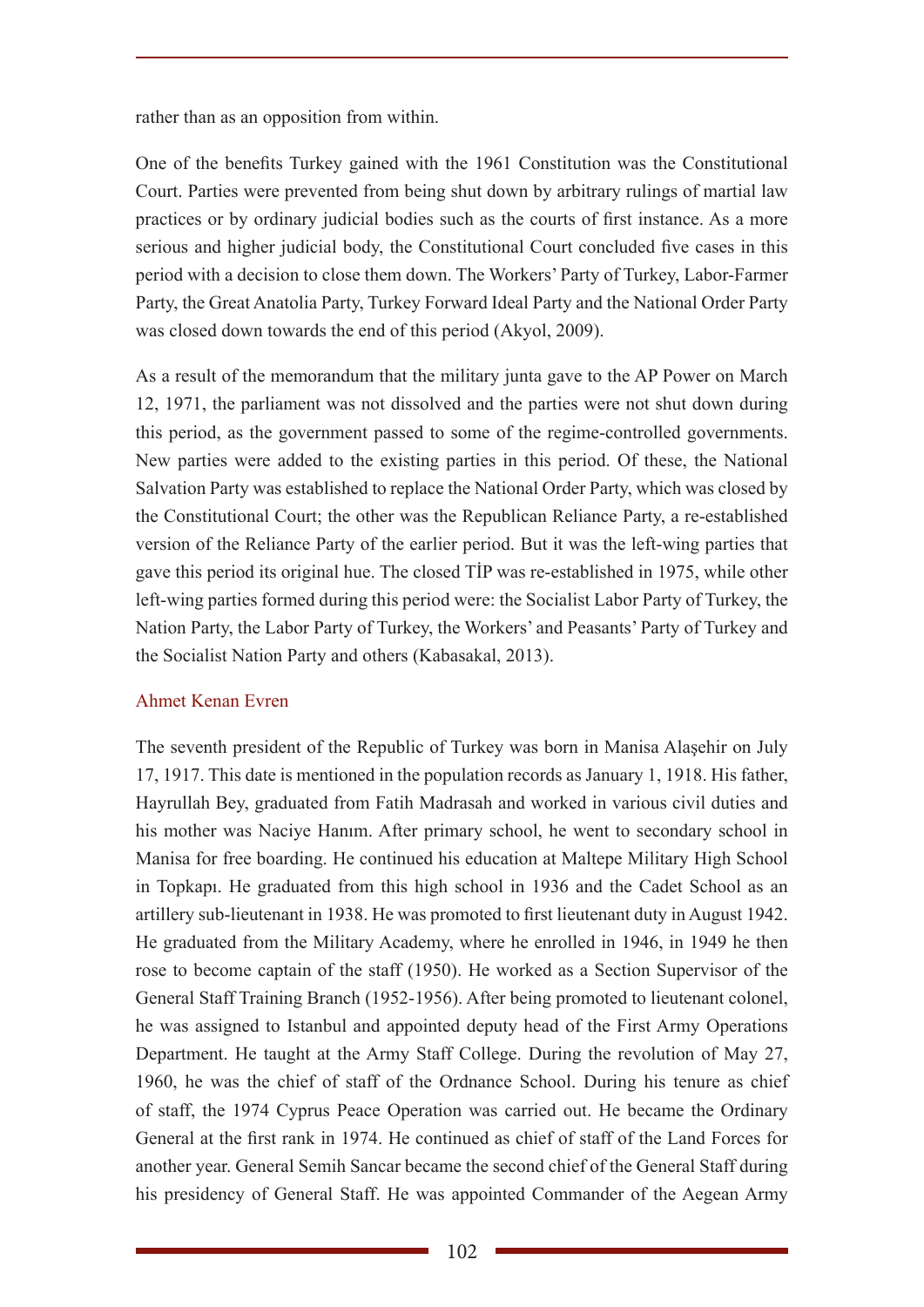rather than as an opposition from within.

One of the benefits Turkey gained with the 1961 Constitution was the Constitutional Court. Parties were prevented from being shut down by arbitrary rulings of martial law practices or by ordinary judicial bodies such as the courts of first instance. As a more serious and higher judicial body, the Constitutional Court concluded five cases in this period with a decision to close them down. The Workers' Party of Turkey, Labor-Farmer Party, the Great Anatolia Party, Turkey Forward Ideal Party and the National Order Party was closed down towards the end of this period (Akyol, 2009).

As a result of the memorandum that the military junta gave to the AP Power on March 12, 1971, the parliament was not dissolved and the parties were not shut down during this period, as the government passed to some of the regime-controlled governments. New parties were added to the existing parties in this period. Of these, the National Salvation Party was established to replace the National Order Party, which was closed by the Constitutional Court; the other was the Republican Reliance Party, a re-established version of the Reliance Party of the earlier period. But it was the left-wing parties that gave this period its original hue. The closed TİP was re-established in 1975, while other left-wing parties formed during this period were: the Socialist Labor Party of Turkey, the Nation Party, the Labor Party of Turkey, the Workers' and Peasants' Party of Turkey and the Socialist Nation Party and others (Kabasakal, 2013).

## Ahmet Kenan Evren

The seventh president of the Republic of Turkey was born in Manisa Alaşehir on July 17, 1917. This date is mentioned in the population records as January 1, 1918. His father, Hayrullah Bey, graduated from Fatih Madrasah and worked in various civil duties and his mother was Naciye Hanım. After primary school, he went to secondary school in Manisa for free boarding. He continued his education at Maltepe Military High School in Topkapı. He graduated from this high school in 1936 and the Cadet School as an artillery sub-lieutenant in 1938. He was promoted to first lieutenant duty in August 1942. He graduated from the Military Academy, where he enrolled in 1946, in 1949 he then rose to become captain of the staff (1950). He worked as a Section Supervisor of the General Staff Training Branch (1952-1956). After being promoted to lieutenant colonel, he was assigned to Istanbul and appointed deputy head of the First Army Operations Department. He taught at the Army Staff College. During the revolution of May 27, 1960, he was the chief of staff of the Ordnance School. During his tenure as chief of staff, the 1974 Cyprus Peace Operation was carried out. He became the Ordinary General at the first rank in 1974. He continued as chief of staff of the Land Forces for another year. General Semih Sancar became the second chief of the General Staff during his presidency of General Staff. He was appointed Commander of the Aegean Army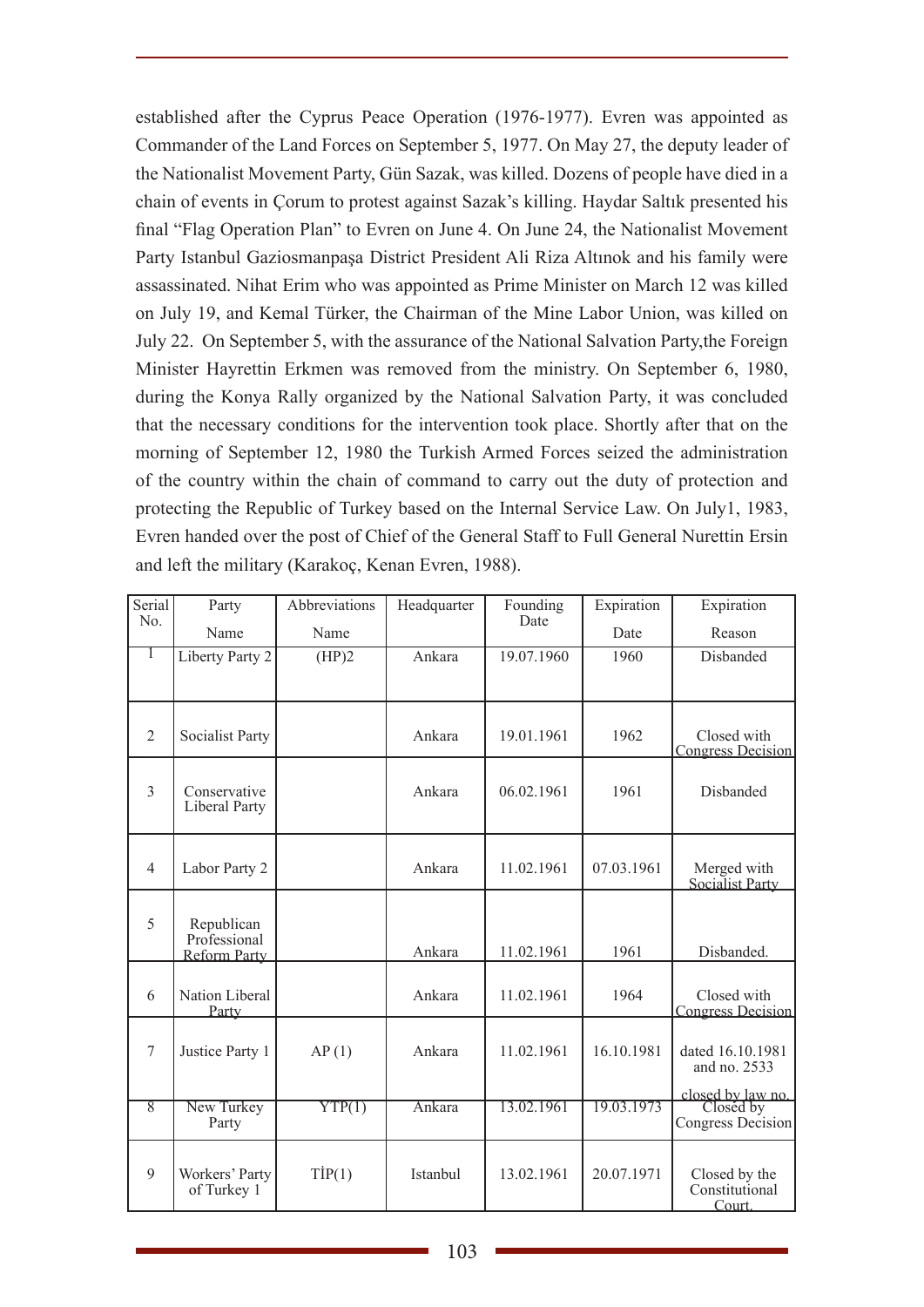established after the Cyprus Peace Operation (1976-1977). Evren was appointed as Commander of the Land Forces on September 5, 1977. On May 27, the deputy leader of the Nationalist Movement Party, Gün Sazak, was killed. Dozens of people have died in a chain of events in Çorum to protest against Sazak's killing. Haydar Saltık presented his final "Flag Operation Plan" to Evren on June 4. On June 24, the Nationalist Movement Party Istanbul Gaziosmanpaşa District President Ali Riza Altınok and his family were assassinated. Nihat Erim who was appointed as Prime Minister on March 12 was killed on July 19, and Kemal Türker, the Chairman of the Mine Labor Union, was killed on July 22. On September 5, with the assurance of the National Salvation Party,the Foreign Minister Hayrettin Erkmen was removed from the ministry. On September 6, 1980, during the Konya Rally organized by the National Salvation Party, it was concluded that the necessary conditions for the intervention took place. Shortly after that on the morning of September 12, 1980 the Turkish Armed Forces seized the administration of the country within the chain of command to carry out the duty of protection and protecting the Republic of Turkey based on the Internal Service Law. On July1, 1983, Evren handed over the post of Chief of the General Staff to Full General Nurettin Ersin and left the military (Karakoç, Kenan Evren, 1988).

| Serial No. | Party Name | Abbreviations Name | Headquarter | Founding Date | Expiration Date | Expiration Reason |
|---|---|---|---|---|---|---|
| 1 | Liberty Party 2 | (HP)2 | Ankara | 19.07.1960 | 1960 | Disbanded |
| 2 | Socialist Party | | Ankara | 19.01.1961 | 1962 | Closed with Congress Decision |
| 3 | Conservative Liberal Party | | Ankara | 06.02.1961 | 1961 | Disbanded |
| 4 | Labor Party 2 | | Ankara | 11.02.1961 | 07.03.1961 | Merged with Socialist Party |
| 5 | Republican Professional Reform Party | | Ankara | 11.02.1961 | 1961 | Disbanded. |
| 6 | Nation Liberal Party | | Ankara | 11.02.1961 | 1964 | Closed with Congress Decision |
| 7 | Justice Party 1 | AP (1) | Ankara | 11.02.1961 | 16.10.1981 | dated 16.10.1981 and no. 2533 closed by law no. |
| 8 | New Turkey Party | YTP(1) | Ankara | 13.02.1961 | 19.03.1973 | Closed by Congress Decision |
| 9 | Workers' Party of Turkey 1 | TİP(1) | Istanbul | 13.02.1961 | 20.07.1971 | Closed by the Constitutional Court. |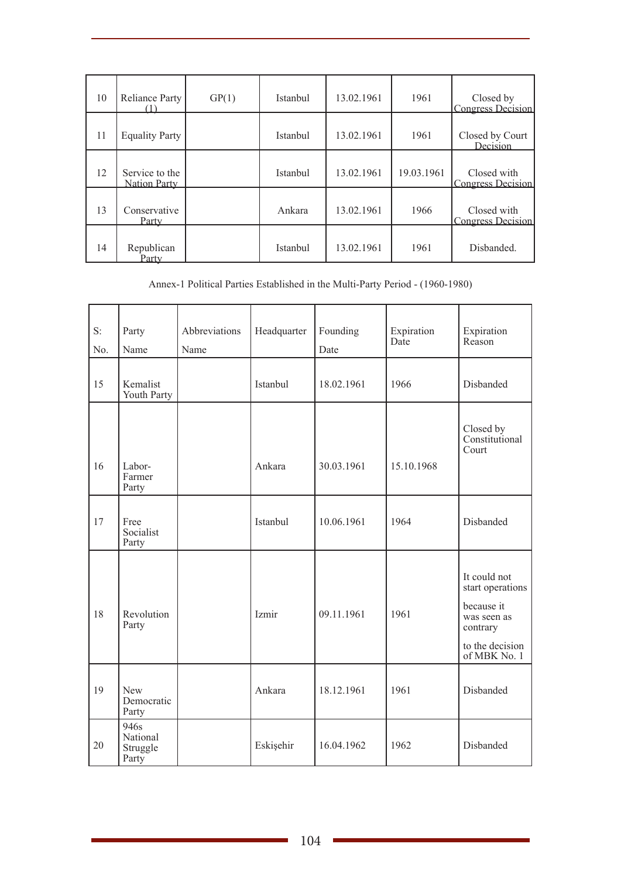| 10 | Reliance Party (1) | GP(1) | Istanbul | 13.02.1961 | 1961 | Closed by Congress Decision |
|---|---|---|---|---|---|---|
| 11 | Equality Party | | Istanbul | 13.02.1961 | 1961 | Closed by Court Decision |
| 12 | Service to the Nation Party | | Istanbul | 13.02.1961 | 19.03.1961 | Closed with Congress Decision |
| 13 | Conservative Party | | Ankara | 13.02.1961 | 1966 | Closed with Congress Decision |
| 14 | Republican Party | | Istanbul | 13.02.1961 | 1961 | Disbanded. |

Annex-1 Political Parties Established in the Multi-Party Period - (1960-1980)

| S: No. | Party Name | Abbreviations Name | Headquarter | Founding Date | Expiration Date | Expiration Reason |
|---|---|---|---|---|---|---|
| 15 | Kemalist Youth Party | | Istanbul | 18.02.1961 | 1966 | Disbanded |
| 16 | Labor-Farmer Party | | Ankara | 30.03.1961 | 15.10.1968 | Closed by Constitutional Court |
| 17 | Free Socialist Party | | Istanbul | 10.06.1961 | 1964 | Disbanded |
| 18 | Revolution Party | | Izmir | 09.11.1961 | 1961 | It could not start operations because it was seen as contrary to the decision of MBK No. 1 |
| 19 | New Democratic Party | | Ankara | 18.12.1961 | 1961 | Disbanded |
| 20 | 946s National Struggle Party | | Eskişehir | 16.04.1962 | 1962 | Disbanded |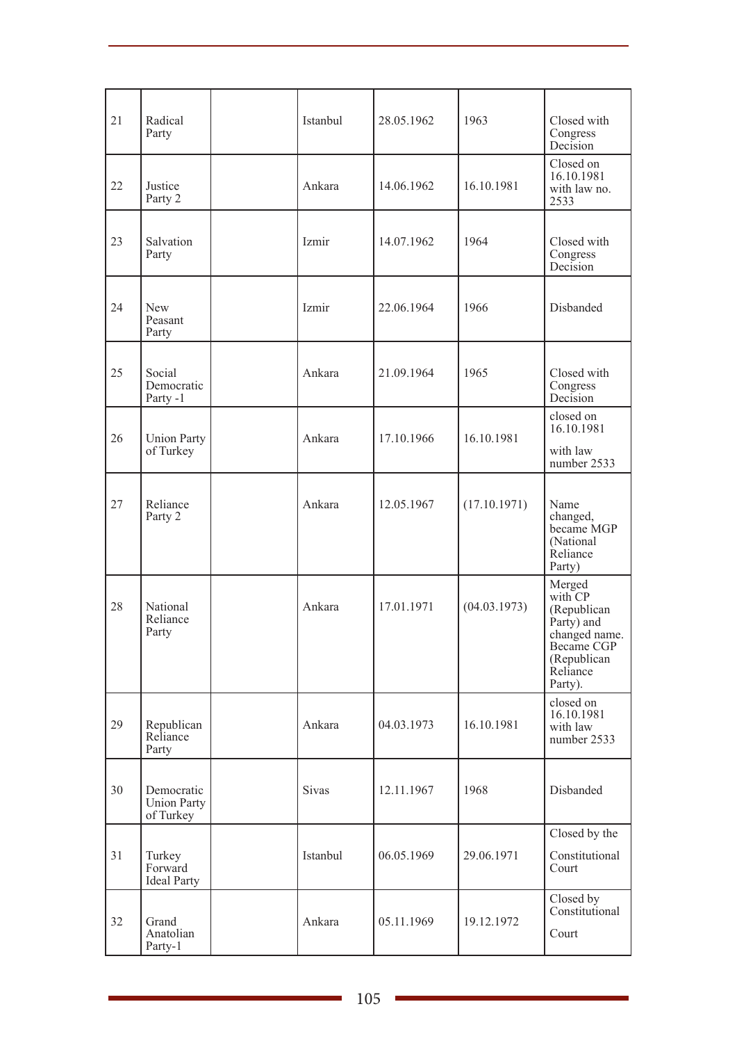| | | | | | | |
|---|---|---|---|---|---|---|
| 21 | Radical Party | | Istanbul | 28.05.1962 | 1963 | Closed with Congress Decision |
| 22 | Justice Party 2 | | Ankara | 14.06.1962 | 16.10.1981 | Closed on 16.10.1981 with law no. 2533 |
| 23 | Salvation Party | | Izmir | 14.07.1962 | 1964 | Closed with Congress Decision |
| 24 | New Peasant Party | | Izmir | 22.06.1964 | 1966 | Disbanded |
| 25 | Social Democratic Party -1 | | Ankara | 21.09.1964 | 1965 | Closed with Congress Decision |
| 26 | Union Party of Turkey | | Ankara | 17.10.1966 | 16.10.1981 | closed on 16.10.1981 with law number 2533 |
| 27 | Reliance Party 2 | | Ankara | 12.05.1967 | (17.10.1971) | Name changed, became MGP (National Reliance Party) |
| 28 | National Reliance Party | | Ankara | 17.01.1971 | (04.03.1973) | Merged with CP (Republican Party) and changed name. Became CGP (Republican Reliance Party). |
| 29 | Republican Reliance Party | | Ankara | 04.03.1973 | 16.10.1981 | closed on 16.10.1981 with law number 2533 |
| 30 | Democratic Union Party of Turkey | | Sivas | 12.11.1967 | 1968 | Disbanded |
| 31 | Turkey Forward Ideal Party | | Istanbul | 06.05.1969 | 29.06.1971 | Closed by the Constitutional Court |
| 32 | Grand Anatolian Party-1 | | Ankara | 05.11.1969 | 19.12.1972 | Closed by Constitutional Court |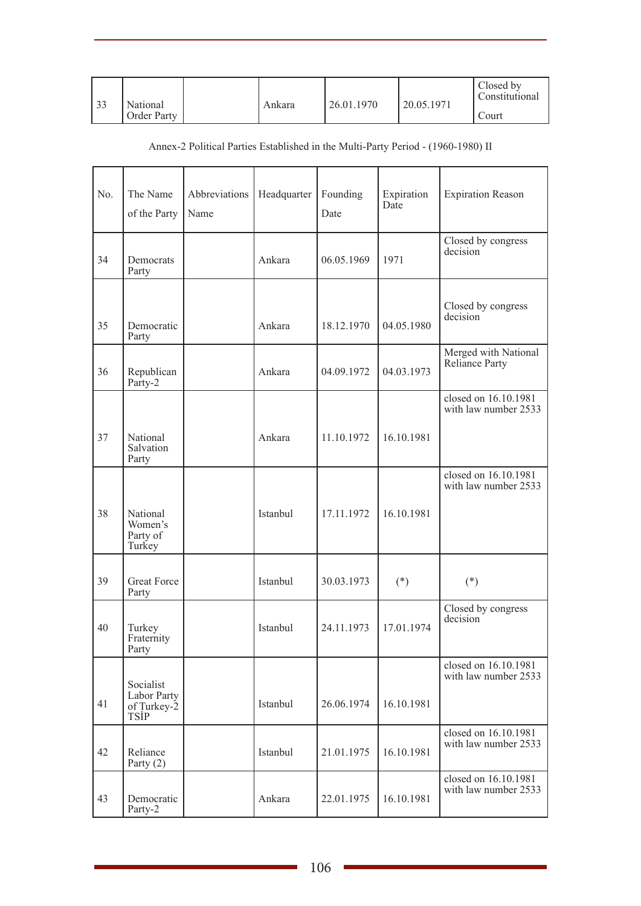| | | | | | | |
|---|---|---|---|---|---|---|
| 33 | National Order Party | | Ankara | 26.01.1970 | 20.05.1971 | Closed by Constitutional Court |

Annex-2 Political Parties Established in the Multi-Party Period - (1960-1980) II

| No. | The Name of the Party | Abbreviations Name | Headquarter | Founding Date | Expiration Date | Expiration Reason |
|---|---|---|---|---|---|---|
| 34 | Democrats Party | | Ankara | 06.05.1969 | 1971 | Closed by congress decision |
| 35 | Democratic Party | | Ankara | 18.12.1970 | 04.05.1980 | Closed by congress decision |
| 36 | Republican Party-2 | | Ankara | 04.09.1972 | 04.03.1973 | Merged with National Reliance Party |
| 37 | National Salvation Party | | Ankara | 11.10.1972 | 16.10.1981 | closed on 16.10.1981 with law number 2533 |
| 38 | National Women's Party of Turkey | | Istanbul | 17.11.1972 | 16.10.1981 | closed on 16.10.1981 with law number 2533 |
| 39 | Great Force Party | | Istanbul | 30.03.1973 | (*) | (*) |
| 40 | Turkey Fraternity Party | | Istanbul | 24.11.1973 | 17.01.1974 | Closed by congress decision |
| 41 | Socialist Labor Party of Turkey-2 TSİP | | Istanbul | 26.06.1974 | 16.10.1981 | closed on 16.10.1981 with law number 2533 |
| 42 | Reliance Party (2) | | Istanbul | 21.01.1975 | 16.10.1981 | closed on 16.10.1981 with law number 2533 |
| 43 | Democratic Party-2 | | Ankara | 22.01.1975 | 16.10.1981 | closed on 16.10.1981 with law number 2533 |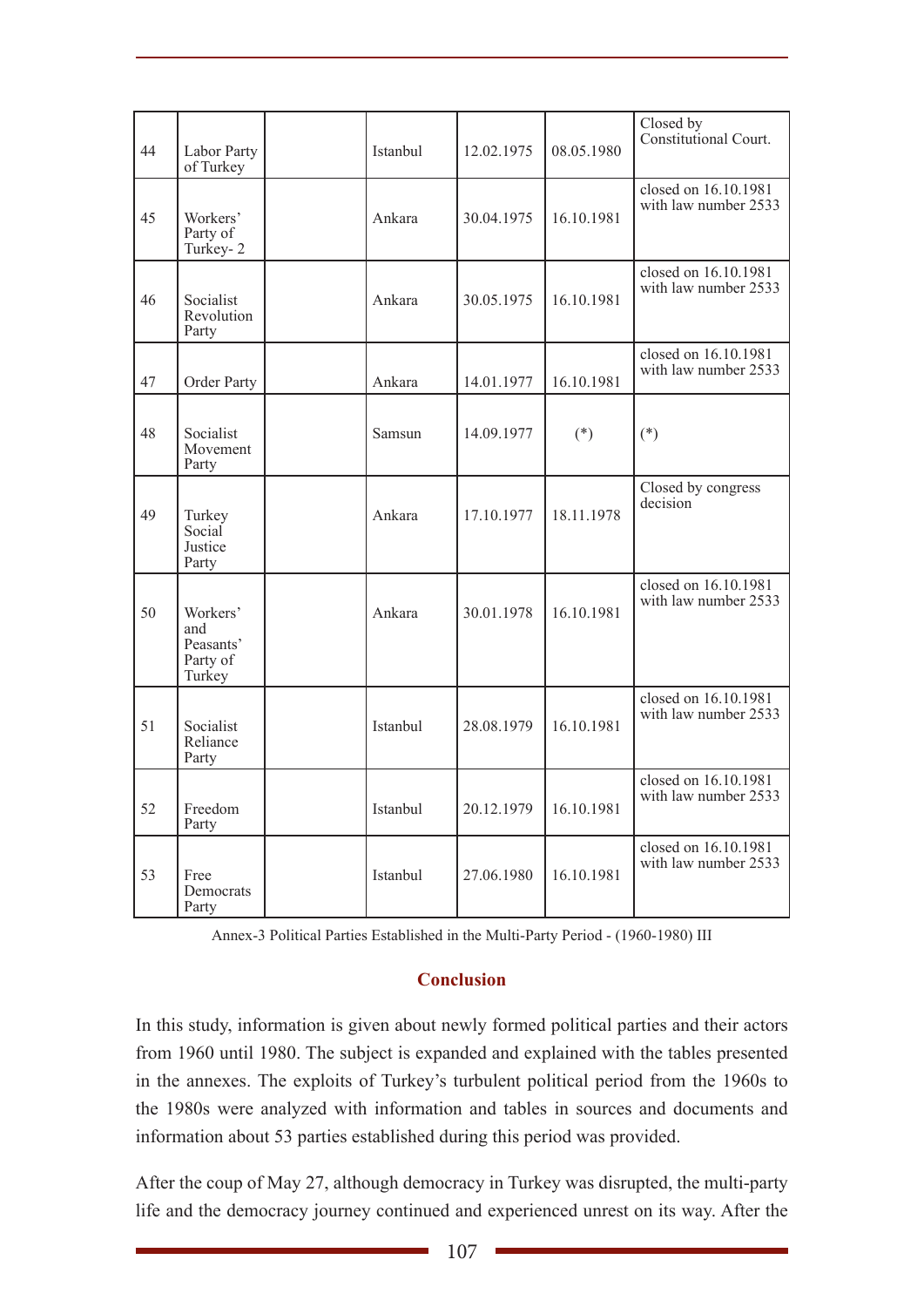| | | | | | | |
|---|---|---|---|---|---|---|
| 44 | Labor Party of Turkey | | Istanbul | 12.02.1975 | 08.05.1980 | Closed by Constitutional Court. |
| 45 | Workers' Party of Turkey- 2 | | Ankara | 30.04.1975 | 16.10.1981 | closed on 16.10.1981 with law number 2533 |
| 46 | Socialist Revolution Party | | Ankara | 30.05.1975 | 16.10.1981 | closed on 16.10.1981 with law number 2533 |
| 47 | Order Party | | Ankara | 14.01.1977 | 16.10.1981 | closed on 16.10.1981 with law number 2533 |
| 48 | Socialist Movement Party | | Samsun | 14.09.1977 | (*) | (*) |
| 49 | Turkey Social Justice Party | | Ankara | 17.10.1977 | 18.11.1978 | Closed by congress decision |
| 50 | Workers' and Peasants' Party of Turkey | | Ankara | 30.01.1978 | 16.10.1981 | closed on 16.10.1981 with law number 2533 |
| 51 | Socialist Reliance Party | | Istanbul | 28.08.1979 | 16.10.1981 | closed on 16.10.1981 with law number 2533 |
| 52 | Freedom Party | | Istanbul | 20.12.1979 | 16.10.1981 | closed on 16.10.1981 with law number 2533 |
| 53 | Free Democrats Party | | Istanbul | 27.06.1980 | 16.10.1981 | closed on 16.10.1981 with law number 2533 |

Annex-3 Political Parties Established in the Multi-Party Period - (1960-1980) III

## Conclusion

In this study, information is given about newly formed political parties and their actors from 1960 until 1980. The subject is expanded and explained with the tables presented in the annexes. The exploits of Turkey's turbulent political period from the 1960s to the 1980s were analyzed with information and tables in sources and documents and information about 53 parties established during this period was provided.

After the coup of May 27, although democracy in Turkey was disrupted, the multi-party life and the democracy journey continued and experienced unrest on its way. After the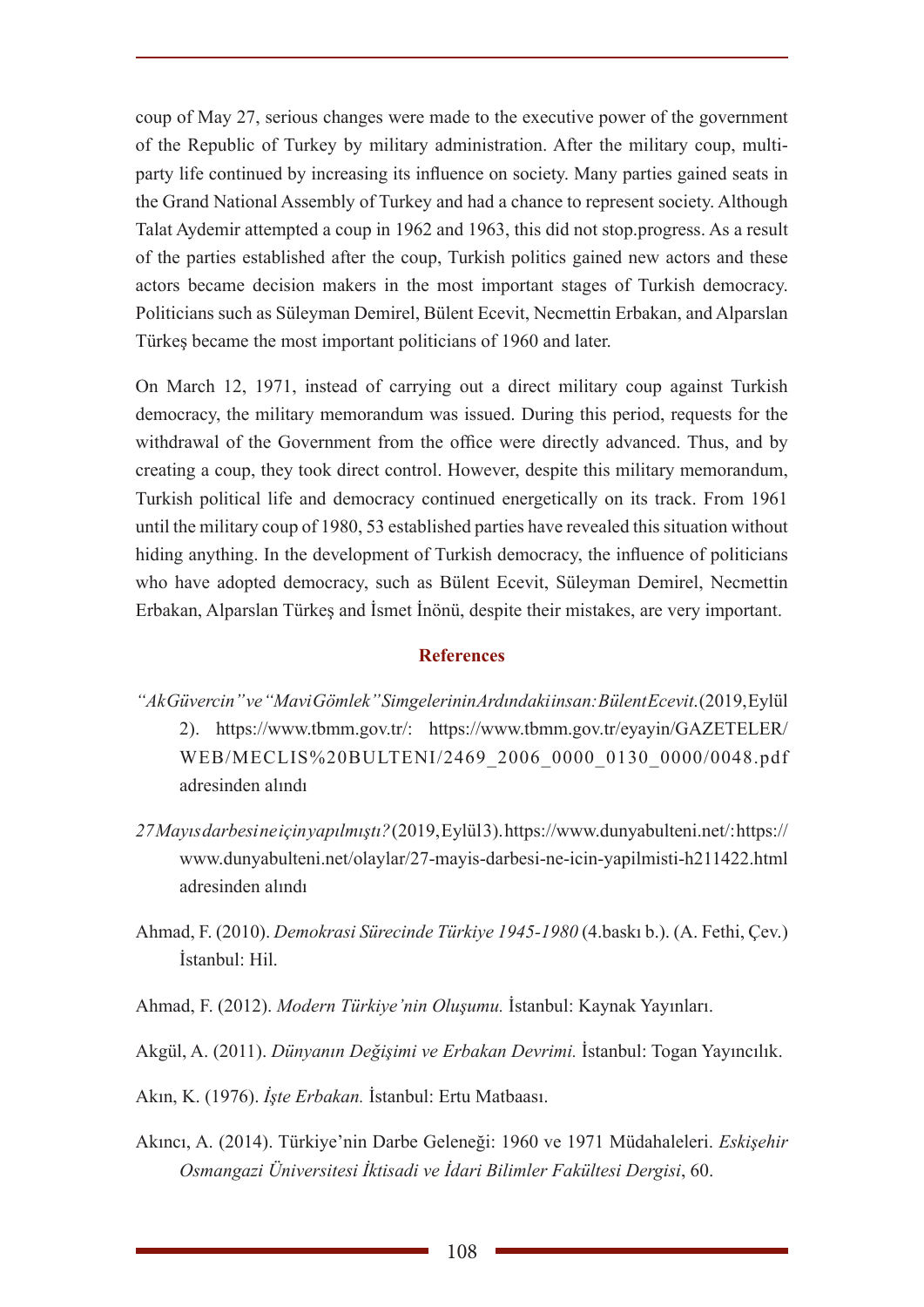coup of May 27, serious changes were made to the executive power of the government of the Republic of Turkey by military administration. After the military coup, multi-party life continued by increasing its influence on society. Many parties gained seats in the Grand National Assembly of Turkey and had a chance to represent society. Although Talat Aydemir attempted a coup in 1962 and 1963, this did not stop.progress. As a result of the parties established after the coup, Turkish politics gained new actors and these actors became decision makers in the most important stages of Turkish democracy. Politicians such as Süleyman Demirel, Bülent Ecevit, Necmettin Erbakan, and Alparslan Türkeş became the most important politicians of 1960 and later.

On March 12, 1971, instead of carrying out a direct military coup against Turkish democracy, the military memorandum was issued. During this period, requests for the withdrawal of the Government from the office were directly advanced. Thus, and by creating a coup, they took direct control. However, despite this military memorandum, Turkish political life and democracy continued energetically on its track. From 1961 until the military coup of 1980, 53 established parties have revealed this situation without hiding anything. In the development of Turkish democracy, the influence of politicians who have adopted democracy, such as Bülent Ecevit, Süleyman Demirel, Necmettin Erbakan, Alparslan Türkeş and İsmet İnönü, despite their mistakes, are very important.

## References

*"Ak Güvercin" ve "Mavi Gömlek" Simgelerinin Ardındaki insan: Bülent Ecevit.* (2019, Eylül 2). https://www.tbmm.gov.tr/: https://www.tbmm.gov.tr/eyayin/GAZETELER/WEB/MECLIS%20BULTENI/2469_2006_0000_0130_0000/0048.pdf adresinden alındı

*27 Mayıs darbesi ne için yapılmıştı?* (2019, Eylül 3). https://www.dunyabulteni.net/: https://www.dunyabulteni.net/olaylar/27-mayis-darbesi-ne-icin-yapilmisti-h211422.html adresinden alındı

Ahmad, F. (2010). *Demokrasi Sürecinde Türkiye 1945-1980* (4.baskı b.). (A. Fethi, Çev.) İstanbul: Hil.

Ahmad, F. (2012). *Modern Türkiye'nin Oluşumu.* İstanbul: Kaynak Yayınları.

Akgül, A. (2011). *Dünyanın Değişimi ve Erbakan Devrimi.* İstanbul: Togan Yayıncılık.

Akın, K. (1976). *İşte Erbakan.* İstanbul: Ertu Matbaası.

Akıncı, A. (2014). Türkiye'nin Darbe Geleneği: 1960 ve 1971 Müdahaleleri. *Eskişehir Osmangazi Üniversitesi İktisadi ve İdari Bilimler Fakültesi Dergisi*, 60.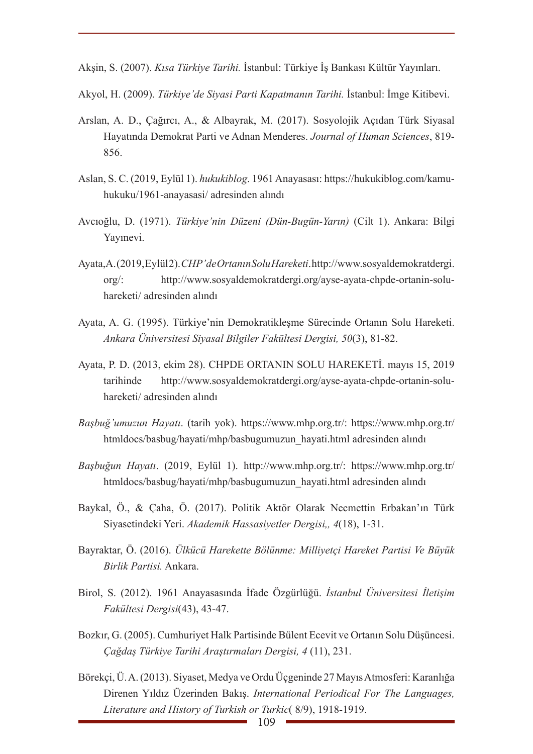Akşin, S. (2007). *Kısa Türkiye Tarihi.* İstanbul: Türkiye İş Bankası Kültür Yayınları.

Akyol, H. (2009). *Türkiye'de Siyasi Parti Kapatmanın Tarihi.* İstanbul: İmge Kitibevi.

Arslan, A. D., Çağırcı, A., & Albayrak, M. (2017). Sosyolojik Açıdan Türk Siyasal Hayatında Demokrat Parti ve Adnan Menderes. *Journal of Human Sciences*, 819-856.

Aslan, S. C. (2019, Eylül 1). *hukukiblog*. 1961 Anayasası: https://hukukiblog.com/kamu-hukuku/1961-anayasasi/ adresinden alındı

Avcıoğlu, D. (1971). *Türkiye'nin Düzeni (Dün-Bugün-Yarın)* (Cilt 1). Ankara: Bilgi Yayınevi.

Ayata, A. (2019, Eylül 2). *CHP'de Ortanın Solu Hareketi*. http://www.sosyaldemokratdergi.org/: http://www.sosyaldemokratdergi.org/ayse-ayata-chpde-ortanin-solu-hareketi/ adresinden alındı

Ayata, A. G. (1995). Türkiye'nin Demokratikleşme Sürecinde Ortanın Solu Hareketi. *Ankara Üniversitesi Siyasal Bilgiler Fakültesi Dergisi, 50*(3), 81-82.

Ayata, P. D. (2013, ekim 28). CHPDE ORTANIN SOLU HAREKETİ. mayıs 15, 2019 tarihinde http://www.sosyaldemokratdergi.org/ayse-ayata-chpde-ortanin-solu-hareketi/ adresinden alındı

*Başbuğ'umuzun Hayatı*. (tarih yok). https://www.mhp.org.tr/: https://www.mhp.org.tr/htmldocs/basbug/hayati/mhp/basbugumuzun_hayati.html adresinden alındı

*Başbuğun Hayatı*. (2019, Eylül 1). http://www.mhp.org.tr/: https://www.mhp.org.tr/htmldocs/basbug/hayati/mhp/basbugumuzun_hayati.html adresinden alındı

Baykal, Ö., & Çaha, Ö. (2017). Politik Aktör Olarak Necmettin Erbakan'ın Türk Siyasetindeki Yeri. *Akademik Hassasiyetler Dergisi,, 4*(18), 1-31.

Bayraktar, Ö. (2016). *Ülkücü Harekette Bölünme: Milliyetçi Hareket Partisi Ve Büyük Birlik Partisi.* Ankara.

Birol, S. (2012). 1961 Anayasasında İfade Özgürlüğü. *İstanbul Üniversitesi İletişim Fakültesi Dergisi*(43), 43-47.

Bozkır, G. (2005). Cumhuriyet Halk Partisinde Bülent Ecevit ve Ortanın Solu Düşüncesi. *Çağdaş Türkiye Tarihi Araştırmaları Dergisi, 4* (11), 231.

Börekçi, Ü. A. (2013). Siyaset, Medya ve Ordu Üçgeninde 27 Mayıs Atmosferi: Karanlığa Direnen Yıldız Üzerinden Bakış. *International Periodical For The Languages, Literature and History of Turkish or Turkic*( 8/9), 1918-1919.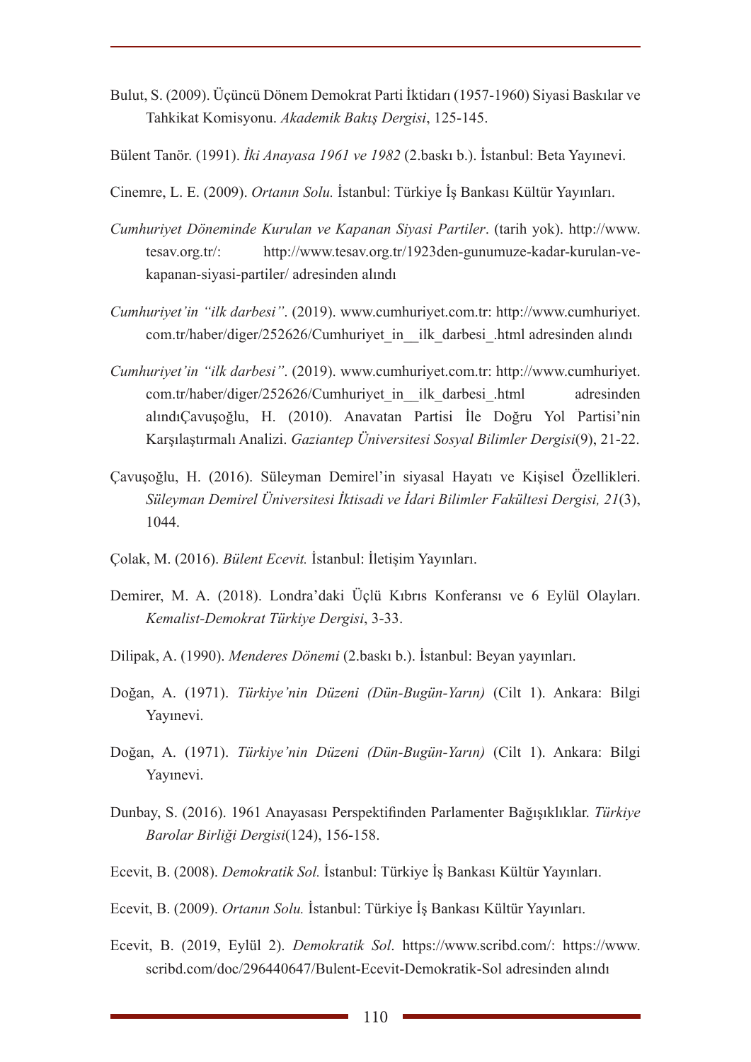Bulut, S. (2009). Üçüncü Dönem Demokrat Parti İktidarı (1957-1960) Siyasi Baskılar ve Tahkikat Komisyonu. *Akademik Bakış Dergisi*, 125-145.

Bülent Tanör. (1991). *İki Anayasa 1961 ve 1982* (2.baskı b.). İstanbul: Beta Yayınevi.

Cinemre, L. E. (2009). *Ortanın Solu.* İstanbul: Türkiye İş Bankası Kültür Yayınları.

*Cumhuriyet Döneminde Kurulan ve Kapanan Siyasi Partiler*. (tarih yok). http://www.tesav.org.tr/: http://www.tesav.org.tr/1923den-gunumuze-kadar-kurulan-ve-kapanan-siyasi-partiler/ adresinden alındı

*Cumhuriyet'in "ilk darbesi"*. (2019). www.cumhuriyet.com.tr: http://www.cumhuriyet.com.tr/haber/diger/252626/Cumhuriyet_in__ilk_darbesi_.html adresinden alındı

*Cumhuriyet'in "ilk darbesi"*. (2019). www.cumhuriyet.com.tr: http://www.cumhuriyet.com.tr/haber/diger/252626/Cumhuriyet_in__ilk_darbesi_.html adresinden alındıÇavuşoğlu, H. (2010). Anavatan Partisi İle Doğru Yol Partisi'nin Karşılaştırmalı Analizi. *Gaziantep Üniversitesi Sosyal Bilimler Dergisi*(9), 21-22.

Çavuşoğlu, H. (2016). Süleyman Demirel'in siyasal Hayatı ve Kişisel Özellikleri. *Süleyman Demirel Üniversitesi İktisadi ve İdari Bilimler Fakültesi Dergisi, 21*(3), 1044.

Çolak, M. (2016). *Bülent Ecevit.* İstanbul: İletişim Yayınları.

Demirer, M. A. (2018). Londra'daki Üçlü Kıbrıs Konferansı ve 6 Eylül Olayları. *Kemalist-Demokrat Türkiye Dergisi*, 3-33.

Dilipak, A. (1990). *Menderes Dönemi* (2.baskı b.). İstanbul: Beyan yayınları.

Doğan, A. (1971). *Türkiye'nin Düzeni (Dün-Bugün-Yarın)* (Cilt 1). Ankara: Bilgi Yayınevi.

Doğan, A. (1971). *Türkiye'nin Düzeni (Dün-Bugün-Yarın)* (Cilt 1). Ankara: Bilgi Yayınevi.

Dunbay, S. (2016). 1961 Anayasası Perspektifinden Parlamenter Bağışıklıklar. *Türkiye Barolar Birliği Dergisi*(124), 156-158.

Ecevit, B. (2008). *Demokratik Sol.* İstanbul: Türkiye İş Bankası Kültür Yayınları.

Ecevit, B. (2009). *Ortanın Solu.* İstanbul: Türkiye İş Bankası Kültür Yayınları.

Ecevit, B. (2019, Eylül 2). *Demokratik Sol*. https://www.scribd.com/: https://www.scribd.com/doc/296440647/Bulent-Ecevit-Demokratik-Sol adresinden alındı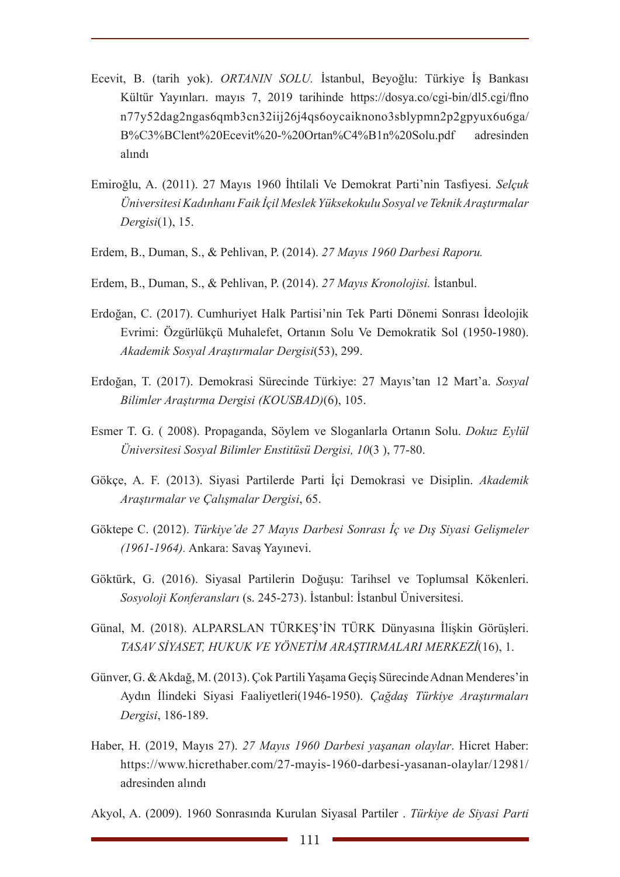Ecevit, B. (tarih yok). *ORTANIN SOLU.* İstanbul, Beyoğlu: Türkiye İş Bankası Kültür Yayınları. mayıs 7, 2019 tarihinde https://dosya.co/cgi-bin/dl5.cgi/flnon77y52dag2ngas6qmb3cn32iij26j4qs6oycaiknono3sblypmn2p2gpyux6u6ga/B%C3%BClent%20Ecevit%20-%20Ortan%C4%B1n%20Solu.pdf adresinden alındı

Emiroğlu, A. (2011). 27 Mayıs 1960 İhtilali Ve Demokrat Parti'nin Tasfiyesi. *Selçuk Üniversitesi Kadınhanı Faik İçil Meslek Yüksekokulu Sosyal ve Teknik Araştırmalar Dergisi*(1), 15.

Erdem, B., Duman, S., & Pehlivan, P. (2014). *27 Mayıs 1960 Darbesi Raporu.*

Erdem, B., Duman, S., & Pehlivan, P. (2014). *27 Mayıs Kronolojisi.* İstanbul.

Erdoğan, C. (2017). Cumhuriyet Halk Partisi'nin Tek Parti Dönemi Sonrası İdeolojik Evrimi: Özgürlükçü Muhalefet, Ortanın Solu Ve Demokratik Sol (1950-1980). *Akademik Sosyal Araştırmalar Dergisi*(53), 299.

Erdoğan, T. (2017). Demokrasi Sürecinde Türkiye: 27 Mayıs'tan 12 Mart'a. *Sosyal Bilimler Araştırma Dergisi (KOUSBAD)*(6), 105.

Esmer T. G. ( 2008). Propaganda, Söylem ve Sloganlarla Ortanın Solu. *Dokuz Eylül Üniversitesi Sosyal Bilimler Enstitüsü Dergisi, 10*(3 ), 77-80.

Gökçe, A. F. (2013). Siyasi Partilerde Parti İçi Demokrasi ve Disiplin. *Akademik Araştırmalar ve Çalışmalar Dergisi*, 65.

Göktepe C. (2012). *Türkiye'de 27 Mayıs Darbesi Sonrası İç ve Dış Siyasi Gelişmeler (1961-1964).* Ankara: Savaş Yayınevi.

Göktürk, G. (2016). Siyasal Partilerin Doğuşu: Tarihsel ve Toplumsal Kökenleri. *Sosyoloji Konferansları* (s. 245-273). İstanbul: İstanbul Üniversitesi.

Günal, M. (2018). ALPARSLAN TÜRKEŞ'İN TÜRK Dünyasına İlişkin Görüşleri. *TASAV SİYASET, HUKUK VE YÖNETİM ARAŞTIRMALARI MERKEZİ*(16), 1.

Günver, G. & Akdağ, M. (2013). Çok Partili Yaşama Geçiş Sürecinde Adnan Menderes'in Aydın İlindeki Siyasi Faaliyetleri(1946-1950). *Çağdaş Türkiye Araştırmaları Dergisi*, 186-189.

Haber, H. (2019, Mayıs 27). *27 Mayıs 1960 Darbesi yaşanan olaylar*. Hicret Haber: https://www.hicrethaber.com/27-mayis-1960-darbesi-yasanan-olaylar/12981/ adresinden alındı

Akyol, A. (2009). 1960 Sonrasında Kurulan Siyasal Partiler . *Türkiye de Siyasi Parti*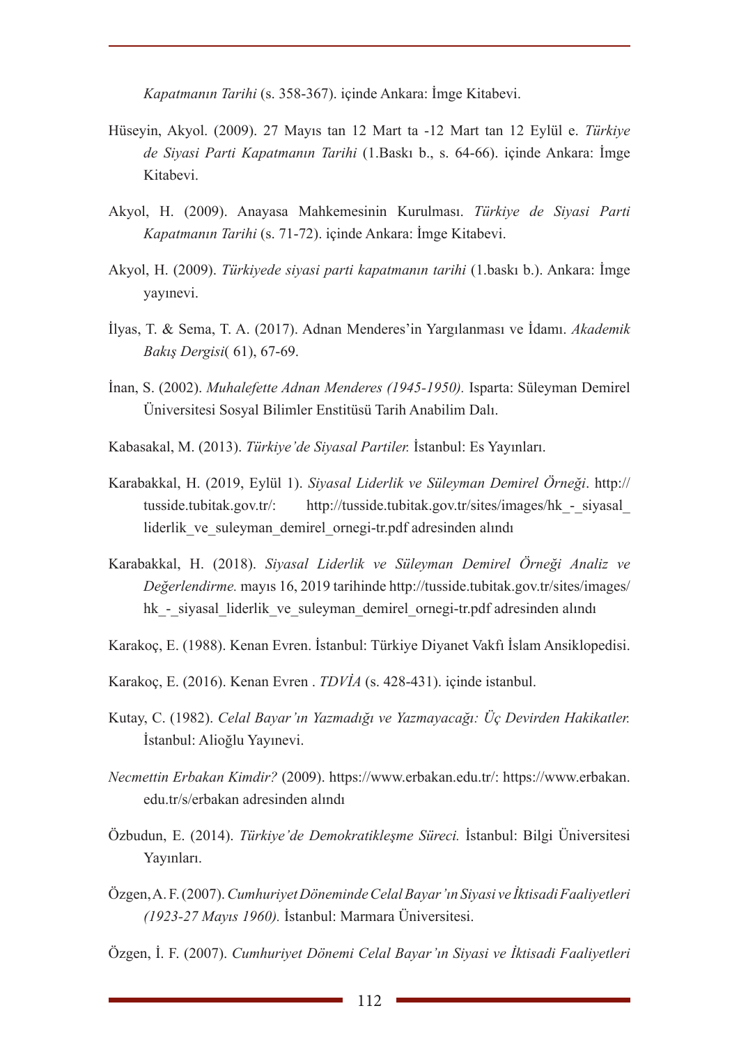*Kapatmanın Tarihi* (s. 358-367). içinde Ankara: İmge Kitabevi.

Hüseyin, Akyol. (2009). 27 Mayıs tan 12 Mart ta -12 Mart tan 12 Eylül e. *Türkiye de Siyasi Parti Kapatmanın Tarihi* (1.Baskı b., s. 64-66). içinde Ankara: İmge Kitabevi.

Akyol, H. (2009). Anayasa Mahkemesinin Kurulması. *Türkiye de Siyasi Parti Kapatmanın Tarihi* (s. 71-72). içinde Ankara: İmge Kitabevi.

Akyol, H. (2009). *Türkiyede siyasi parti kapatmanın tarihi* (1.baskı b.). Ankara: İmge yayınevi.

İlyas, T. & Sema, T. A. (2017). Adnan Menderes'in Yargılanması ve İdamı. *Akademik Bakış Dergisi*( 61), 67-69.

İnan, S. (2002). *Muhalefette Adnan Menderes (1945-1950).* Isparta: Süleyman Demirel Üniversitesi Sosyal Bilimler Enstitüsü Tarih Anabilim Dalı.

Kabasakal, M. (2013). *Türkiye'de Siyasal Partiler.* İstanbul: Es Yayınları.

Karabakkal, H. (2019, Eylül 1). *Siyasal Liderlik ve Süleyman Demirel Örneği*. http://tusside.tubitak.gov.tr/: http://tusside.tubitak.gov.tr/sites/images/hk_-_siyasal_liderlik_ve_suleyman_demirel_ornegi-tr.pdf adresinden alındı

Karabakkal, H. (2018). *Siyasal Liderlik ve Süleyman Demirel Örneği Analiz ve Değerlendirme.* mayıs 16, 2019 tarihinde http://tusside.tubitak.gov.tr/sites/images/hk_-_siyasal_liderlik_ve_suleyman_demirel_ornegi-tr.pdf adresinden alındı

Karakoç, E. (1988). Kenan Evren. İstanbul: Türkiye Diyanet Vakfı İslam Ansiklopedisi.

Karakoç, E. (2016). Kenan Evren . *TDVİA* (s. 428-431). içinde istanbul.

Kutay, C. (1982). *Celal Bayar'ın Yazmadığı ve Yazmayacağı: Üç Devirden Hakikatler.* İstanbul: Alioğlu Yayınevi.

*Necmettin Erbakan Kimdir?* (2009). https://www.erbakan.edu.tr/: https://www.erbakan.edu.tr/s/erbakan adresinden alındı

Özbudun, E. (2014). *Türkiye'de Demokratikleşme Süreci.* İstanbul: Bilgi Üniversitesi Yayınları.

Özgen, A. F. (2007). *Cumhuriyet Döneminde Celal Bayar'ın Siyasi ve İktisadi Faaliyetleri (1923-27 Mayıs 1960).* İstanbul: Marmara Üniversitesi.

Özgen, İ. F. (2007). *Cumhuriyet Dönemi Celal Bayar'ın Siyasi ve İktisadi Faaliyetleri*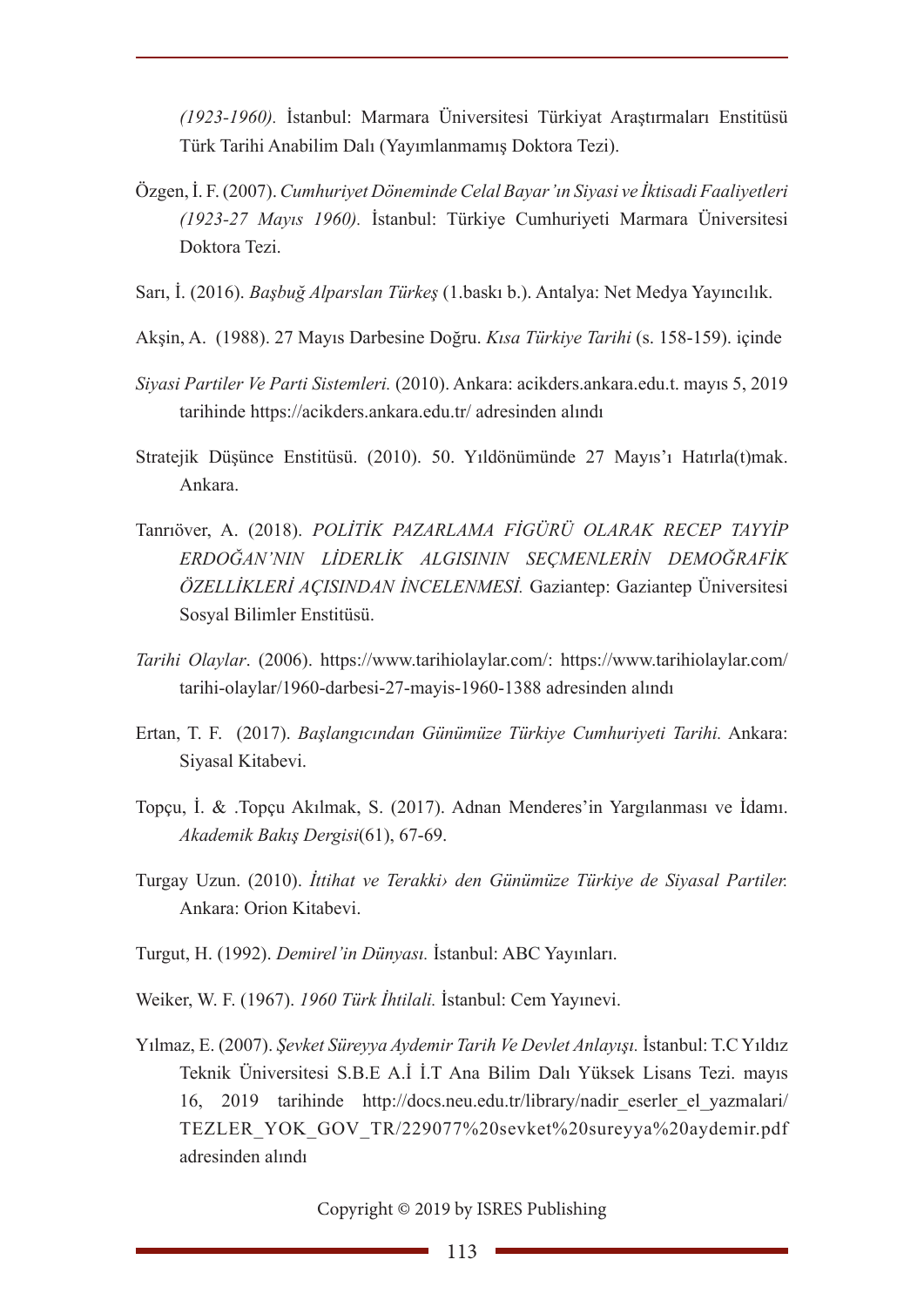*(1923-1960).* İstanbul: Marmara Üniversitesi Türkiyat Araştırmaları Enstitüsü Türk Tarihi Anabilim Dalı (Yayımlanmamış Doktora Tezi).

Özgen, İ. F. (2007). *Cumhuriyet Döneminde Celal Bayar'ın Siyasi ve İktisadi Faaliyetleri (1923-27 Mayıs 1960).* İstanbul: Türkiye Cumhuriyeti Marmara Üniversitesi Doktora Tezi.

Sarı, İ. (2016). *Başbuğ Alparslan Türkeş* (1.baskı b.). Antalya: Net Medya Yayıncılık.

Akşin, A. (1988). 27 Mayıs Darbesine Doğru. *Kısa Türkiye Tarihi* (s. 158-159). içinde

*Siyasi Partiler Ve Parti Sistemleri.* (2010). Ankara: acikders.ankara.edu.t. mayıs 5, 2019 tarihinde https://acikders.ankara.edu.tr/ adresinden alındı

Stratejik Düşünce Enstitüsü. (2010). 50. Yıldönümünde 27 Mayıs'ı Hatırla(t)mak. Ankara.

Tanrıöver, A. (2018). *POLİTİK PAZARLAMA FİGÜRÜ OLARAK RECEP TAYYİP ERDOĞAN'NIN LİDERLİK ALGISININ SEÇMENLERİN DEMOĞRAFİK ÖZELLİKLERİ AÇISINDAN İNCELENMESİ.* Gaziantep: Gaziantep Üniversitesi Sosyal Bilimler Enstitüsü.

*Tarihi Olaylar*. (2006). https://www.tarihiolaylar.com/: https://www.tarihiolaylar.com/tarihi-olaylar/1960-darbesi-27-mayis-1960-1388 adresinden alındı

Ertan, T. F. (2017). *Başlangıcından Günümüze Türkiye Cumhuriyeti Tarihi.* Ankara: Siyasal Kitabevi.

Topçu, İ. & .Topçu Akılmak, S. (2017). Adnan Menderes'in Yargılanması ve İdamı. *Akademik Bakış Dergisi*(61), 67-69.

Turgay Uzun. (2010). *İttihat ve Terakki› den Günümüze Türkiye de Siyasal Partiler.* Ankara: Orion Kitabevi.

Turgut, H. (1992). *Demirel'in Dünyası.* İstanbul: ABC Yayınları.

Weiker, W. F. (1967). *1960 Türk İhtilali.* İstanbul: Cem Yayınevi.

Yılmaz, E. (2007). *Şevket Süreyya Aydemir Tarih Ve Devlet Anlayışı.* İstanbul: T.C Yıldız Teknik Üniversitesi S.B.E A.İ İ.T Ana Bilim Dalı Yüksek Lisans Tezi. mayıs 16, 2019 tarihinde http://docs.neu.edu.tr/library/nadir_eserler_el_yazmalari/TEZLER_YOK_GOV_TR/229077%20sevket%20sureyya%20aydemir.pdf adresinden alındı

Copyright © 2019 by ISRES Publishing